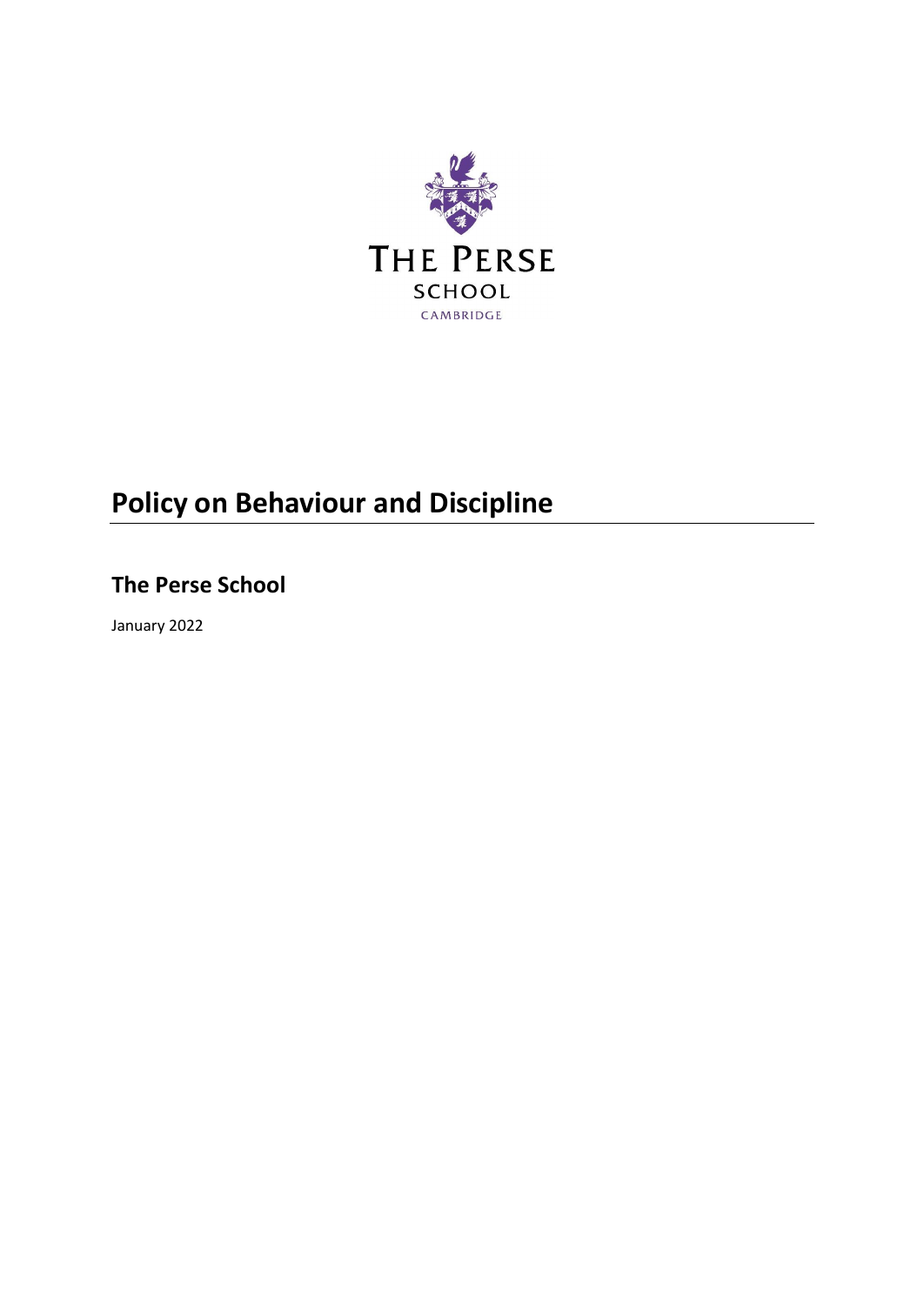THE PERSE

SCHOOL

CAMBRIDGE

# Policy on Behaviour and Discipline

## The Perse School

January 2022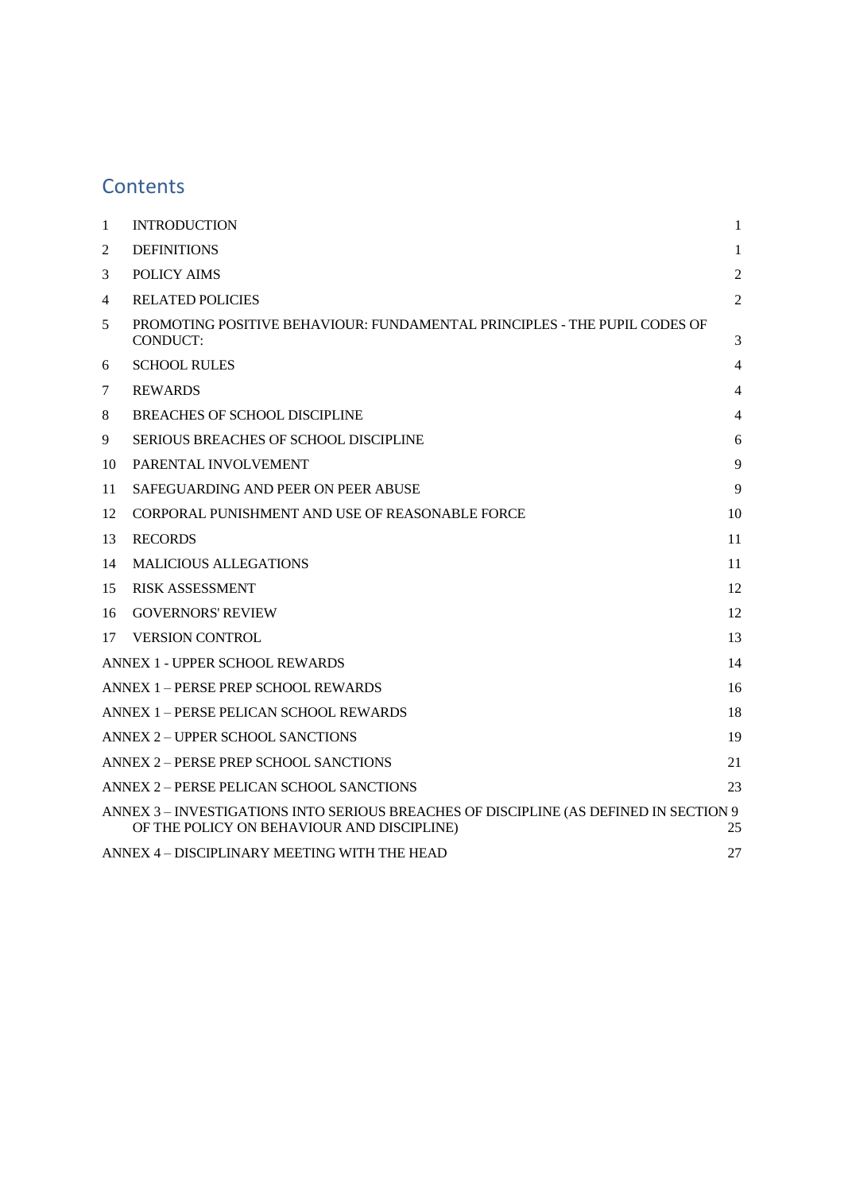## Contents

| | | |
|---|---|---|
| 1 | INTRODUCTION | 1 |
| 2 | DEFINITIONS | 1 |
| 3 | POLICY AIMS | 2 |
| 4 | RELATED POLICIES | 2 |
| 5 | PROMOTING POSITIVE BEHAVIOUR: FUNDAMENTAL PRINCIPLES - THE PUPIL CODES OF CONDUCT: | 3 |
| 6 | SCHOOL RULES | 4 |
| 7 | REWARDS | 4 |
| 8 | BREACHES OF SCHOOL DISCIPLINE | 4 |
| 9 | SERIOUS BREACHES OF SCHOOL DISCIPLINE | 6 |
| 10 | PARENTAL INVOLVEMENT | 9 |
| 11 | SAFEGUARDING AND PEER ON PEER ABUSE | 9 |
| 12 | CORPORAL PUNISHMENT AND USE OF REASONABLE FORCE | 10 |
| 13 | RECORDS | 11 |
| 14 | MALICIOUS ALLEGATIONS | 11 |
| 15 | RISK ASSESSMENT | 12 |
| 16 | GOVERNORS' REVIEW | 12 |
| 17 | VERSION CONTROL | 13 |
| | ANNEX 1 - UPPER SCHOOL REWARDS | 14 |
| | ANNEX 1 – PERSE PREP SCHOOL REWARDS | 16 |
| | ANNEX 1 – PERSE PELICAN SCHOOL REWARDS | 18 |
| | ANNEX 2 – UPPER SCHOOL SANCTIONS | 19 |
| | ANNEX 2 – PERSE PREP SCHOOL SANCTIONS | 21 |
| | ANNEX 2 – PERSE PELICAN SCHOOL SANCTIONS | 23 |
| | ANNEX 3 – INVESTIGATIONS INTO SERIOUS BREACHES OF DISCIPLINE (AS DEFINED IN SECTION 9 OF THE POLICY ON BEHAVIOUR AND DISCIPLINE) | 25 |
| | ANNEX 4 – DISCIPLINARY MEETING WITH THE HEAD | 27 |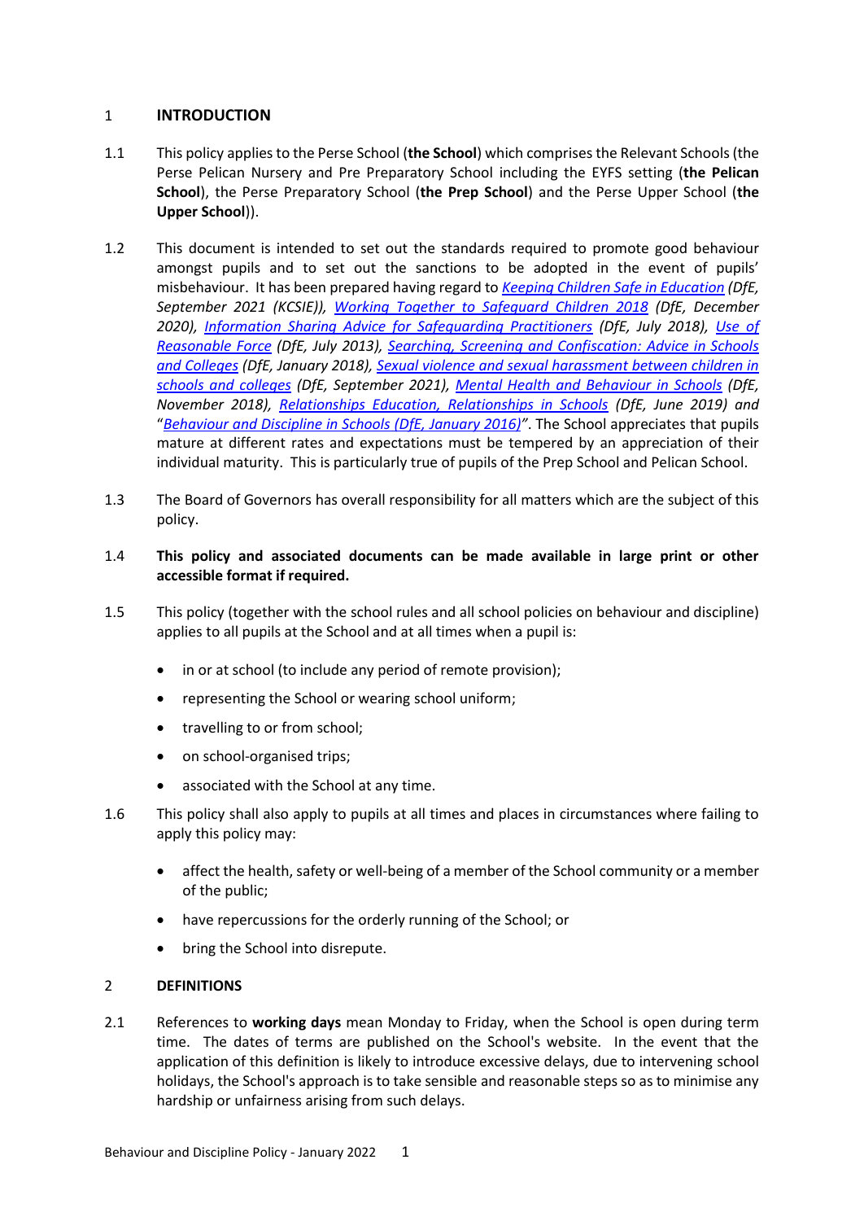## 1 INTRODUCTION

1.1 This policy applies to the Perse School (**the School**) which comprises the Relevant Schools (the Perse Pelican Nursery and Pre Preparatory School including the EYFS setting (**the Pelican School**), the Perse Preparatory School (**the Prep School**) and the Perse Upper School (**the Upper School**)).

1.2 This document is intended to set out the standards required to promote good behaviour amongst pupils and to set out the sanctions to be adopted in the event of pupils' misbehaviour. It has been prepared having regard to *Keeping Children Safe in Education (DfE, September 2021 (KCSIE)), Working Together to Safeguard Children 2018 (DfE, December 2020), Information Sharing Advice for Safeguarding Practitioners (DfE, July 2018), Use of Reasonable Force (DfE, July 2013), Searching, Screening and Confiscation: Advice in Schools and Colleges (DfE, January 2018), Sexual violence and sexual harassment between children in schools and colleges (DfE, September 2021), Mental Health and Behaviour in Schools (DfE, November 2018), Relationships Education, Relationships in Schools (DfE, June 2019) and "Behaviour and Discipline in Schools (DfE, January 2016)".* The School appreciates that pupils mature at different rates and expectations must be tempered by an appreciation of their individual maturity. This is particularly true of pupils of the Prep School and Pelican School.

1.3 The Board of Governors has overall responsibility for all matters which are the subject of this policy.

1.4 **This policy and associated documents can be made available in large print or other accessible format if required.**

1.5 This policy (together with the school rules and all school policies on behaviour and discipline) applies to all pupils at the School and at all times when a pupil is:

- in or at school (to include any period of remote provision);
- representing the School or wearing school uniform;
- travelling to or from school;
- on school-organised trips;
- associated with the School at any time.

1.6 This policy shall also apply to pupils at all times and places in circumstances where failing to apply this policy may:

- affect the health, safety or well-being of a member of the School community or a member of the public;
- have repercussions for the orderly running of the School; or
- bring the School into disrepute.

## 2 DEFINITIONS

2.1 References to **working days** mean Monday to Friday, when the School is open during term time. The dates of terms are published on the School's website. In the event that the application of this definition is likely to introduce excessive delays, due to intervening school holidays, the School's approach is to take sensible and reasonable steps so as to minimise any hardship or unfairness arising from such delays.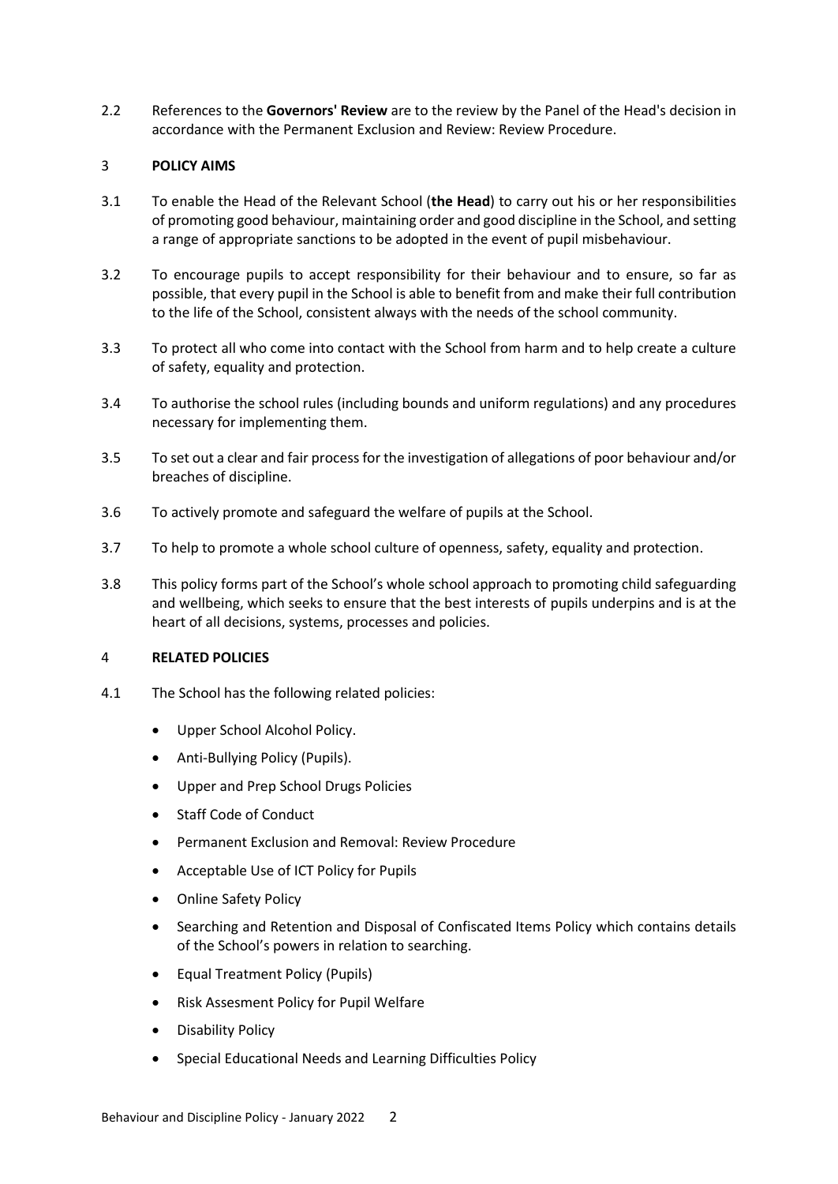2.2 References to the **Governors' Review** are to the review by the Panel of the Head's decision in accordance with the Permanent Exclusion and Review: Review Procedure.

## 3 POLICY AIMS

3.1 To enable the Head of the Relevant School (**the Head**) to carry out his or her responsibilities of promoting good behaviour, maintaining order and good discipline in the School, and setting a range of appropriate sanctions to be adopted in the event of pupil misbehaviour.

3.2 To encourage pupils to accept responsibility for their behaviour and to ensure, so far as possible, that every pupil in the School is able to benefit from and make their full contribution to the life of the School, consistent always with the needs of the school community.

3.3 To protect all who come into contact with the School from harm and to help create a culture of safety, equality and protection.

3.4 To authorise the school rules (including bounds and uniform regulations) and any procedures necessary for implementing them.

3.5 To set out a clear and fair process for the investigation of allegations of poor behaviour and/or breaches of discipline.

3.6 To actively promote and safeguard the welfare of pupils at the School.

3.7 To help to promote a whole school culture of openness, safety, equality and protection.

3.8 This policy forms part of the School's whole school approach to promoting child safeguarding and wellbeing, which seeks to ensure that the best interests of pupils underpins and is at the heart of all decisions, systems, processes and policies.

## 4 RELATED POLICIES

4.1 The School has the following related policies:

- Upper School Alcohol Policy.
- Anti-Bullying Policy (Pupils).
- Upper and Prep School Drugs Policies
- Staff Code of Conduct
- Permanent Exclusion and Removal: Review Procedure
- Acceptable Use of ICT Policy for Pupils
- Online Safety Policy
- Searching and Retention and Disposal of Confiscated Items Policy which contains details of the School's powers in relation to searching.
- Equal Treatment Policy (Pupils)
- Risk Assesment Policy for Pupil Welfare
- Disability Policy
- Special Educational Needs and Learning Difficulties Policy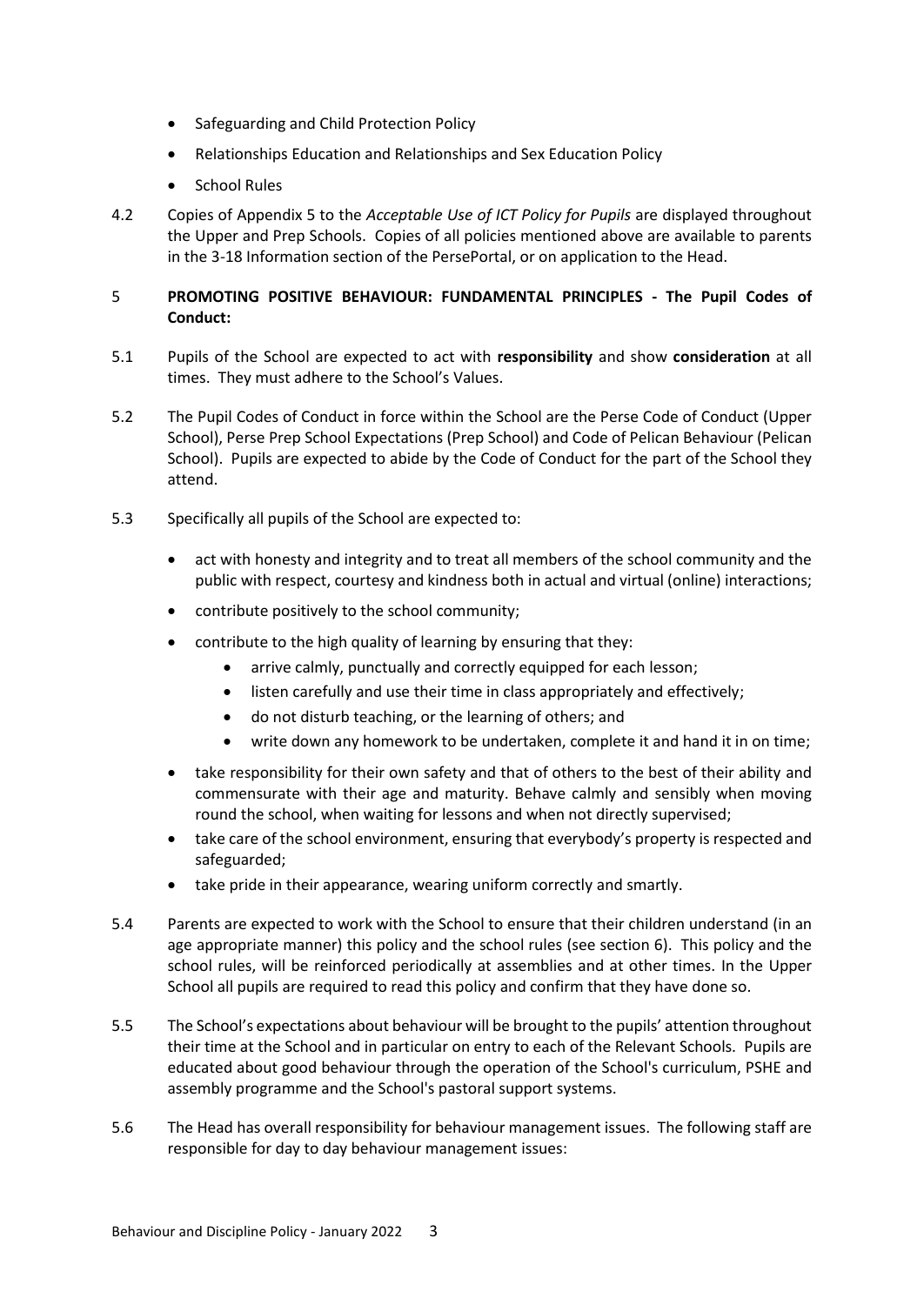- Safeguarding and Child Protection Policy
- Relationships Education and Relationships and Sex Education Policy
- School Rules

4.2 Copies of Appendix 5 to the *Acceptable Use of ICT Policy for Pupils* are displayed throughout the Upper and Prep Schools. Copies of all policies mentioned above are available to parents in the 3-18 Information section of the PersePortal, or on application to the Head.

## 5 PROMOTING POSITIVE BEHAVIOUR: FUNDAMENTAL PRINCIPLES - The Pupil Codes of Conduct:

5.1 Pupils of the School are expected to act with **responsibility** and show **consideration** at all times. They must adhere to the School's Values.

5.2 The Pupil Codes of Conduct in force within the School are the Perse Code of Conduct (Upper School), Perse Prep School Expectations (Prep School) and Code of Pelican Behaviour (Pelican School). Pupils are expected to abide by the Code of Conduct for the part of the School they attend.

5.3 Specifically all pupils of the School are expected to:

- act with honesty and integrity and to treat all members of the school community and the public with respect, courtesy and kindness both in actual and virtual (online) interactions;
- contribute positively to the school community;
- contribute to the high quality of learning by ensuring that they:
  - arrive calmly, punctually and correctly equipped for each lesson;
  - listen carefully and use their time in class appropriately and effectively;
  - do not disturb teaching, or the learning of others; and
  - write down any homework to be undertaken, complete it and hand it in on time;
- take responsibility for their own safety and that of others to the best of their ability and commensurate with their age and maturity. Behave calmly and sensibly when moving round the school, when waiting for lessons and when not directly supervised;
- take care of the school environment, ensuring that everybody's property is respected and safeguarded;
- take pride in their appearance, wearing uniform correctly and smartly.

5.4 Parents are expected to work with the School to ensure that their children understand (in an age appropriate manner) this policy and the school rules (see section 6). This policy and the school rules, will be reinforced periodically at assemblies and at other times. In the Upper School all pupils are required to read this policy and confirm that they have done so.

5.5 The School's expectations about behaviour will be brought to the pupils' attention throughout their time at the School and in particular on entry to each of the Relevant Schools. Pupils are educated about good behaviour through the operation of the School's curriculum, PSHE and assembly programme and the School's pastoral support systems.

5.6 The Head has overall responsibility for behaviour management issues. The following staff are responsible for day to day behaviour management issues: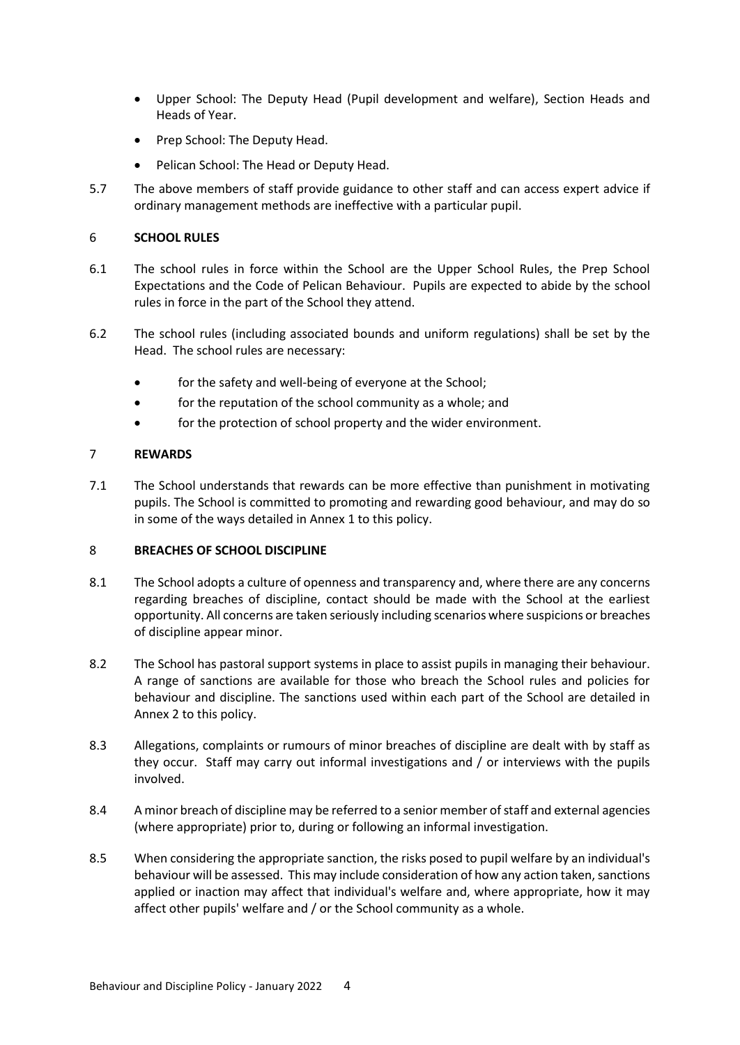- Upper School: The Deputy Head (Pupil development and welfare), Section Heads and Heads of Year.
- Prep School: The Deputy Head.
- Pelican School: The Head or Deputy Head.

5.7 The above members of staff provide guidance to other staff and can access expert advice if ordinary management methods are ineffective with a particular pupil.

## 6 SCHOOL RULES

6.1 The school rules in force within the School are the Upper School Rules, the Prep School Expectations and the Code of Pelican Behaviour. Pupils are expected to abide by the school rules in force in the part of the School they attend.

6.2 The school rules (including associated bounds and uniform regulations) shall be set by the Head. The school rules are necessary:

- for the safety and well-being of everyone at the School;
- for the reputation of the school community as a whole; and
- for the protection of school property and the wider environment.

## 7 REWARDS

7.1 The School understands that rewards can be more effective than punishment in motivating pupils. The School is committed to promoting and rewarding good behaviour, and may do so in some of the ways detailed in Annex 1 to this policy.

## 8 BREACHES OF SCHOOL DISCIPLINE

8.1 The School adopts a culture of openness and transparency and, where there are any concerns regarding breaches of discipline, contact should be made with the School at the earliest opportunity. All concerns are taken seriously including scenarios where suspicions or breaches of discipline appear minor.

8.2 The School has pastoral support systems in place to assist pupils in managing their behaviour. A range of sanctions are available for those who breach the School rules and policies for behaviour and discipline. The sanctions used within each part of the School are detailed in Annex 2 to this policy.

8.3 Allegations, complaints or rumours of minor breaches of discipline are dealt with by staff as they occur. Staff may carry out informal investigations and / or interviews with the pupils involved.

8.4 A minor breach of discipline may be referred to a senior member of staff and external agencies (where appropriate) prior to, during or following an informal investigation.

8.5 When considering the appropriate sanction, the risks posed to pupil welfare by an individual's behaviour will be assessed. This may include consideration of how any action taken, sanctions applied or inaction may affect that individual's welfare and, where appropriate, how it may affect other pupils' welfare and / or the School community as a whole.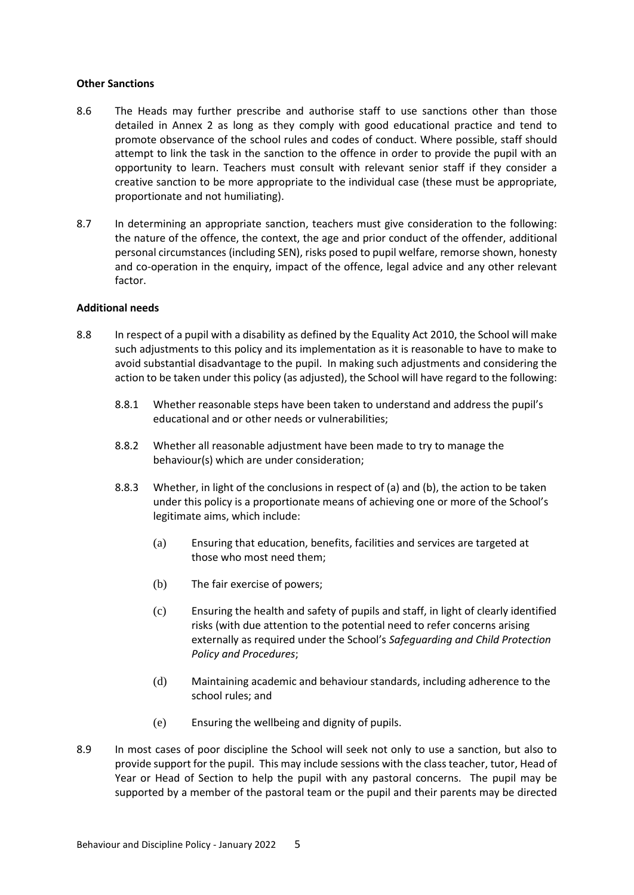**Other Sanctions**

8.6 The Heads may further prescribe and authorise staff to use sanctions other than those detailed in Annex 2 as long as they comply with good educational practice and tend to promote observance of the school rules and codes of conduct. Where possible, staff should attempt to link the task in the sanction to the offence in order to provide the pupil with an opportunity to learn. Teachers must consult with relevant senior staff if they consider a creative sanction to be more appropriate to the individual case (these must be appropriate, proportionate and not humiliating).

8.7 In determining an appropriate sanction, teachers must give consideration to the following: the nature of the offence, the context, the age and prior conduct of the offender, additional personal circumstances (including SEN), risks posed to pupil welfare, remorse shown, honesty and co-operation in the enquiry, impact of the offence, legal advice and any other relevant factor.

**Additional needs**

8.8 In respect of a pupil with a disability as defined by the Equality Act 2010, the School will make such adjustments to this policy and its implementation as it is reasonable to have to make to avoid substantial disadvantage to the pupil. In making such adjustments and considering the action to be taken under this policy (as adjusted), the School will have regard to the following:

8.8.1 Whether reasonable steps have been taken to understand and address the pupil's educational and or other needs or vulnerabilities;

8.8.2 Whether all reasonable adjustment have been made to try to manage the behaviour(s) which are under consideration;

8.8.3 Whether, in light of the conclusions in respect of (a) and (b), the action to be taken under this policy is a proportionate means of achieving one or more of the School's legitimate aims, which include:

(a) Ensuring that education, benefits, facilities and services are targeted at those who most need them;

(b) The fair exercise of powers;

(c) Ensuring the health and safety of pupils and staff, in light of clearly identified risks (with due attention to the potential need to refer concerns arising externally as required under the School's *Safeguarding and Child Protection Policy and Procedures*;

(d) Maintaining academic and behaviour standards, including adherence to the school rules; and

(e) Ensuring the wellbeing and dignity of pupils.

8.9 In most cases of poor discipline the School will seek not only to use a sanction, but also to provide support for the pupil. This may include sessions with the class teacher, tutor, Head of Year or Head of Section to help the pupil with any pastoral concerns. The pupil may be supported by a member of the pastoral team or the pupil and their parents may be directed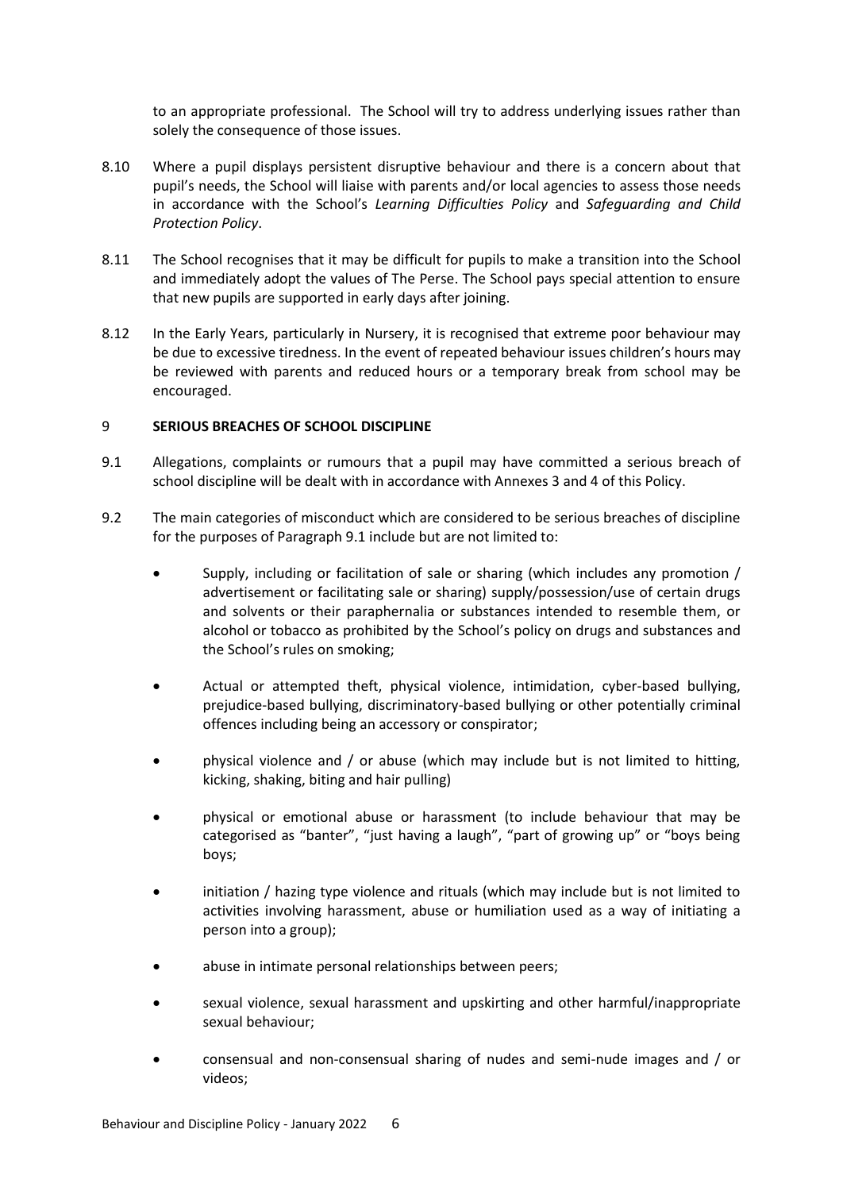to an appropriate professional. The School will try to address underlying issues rather than solely the consequence of those issues.

8.10 Where a pupil displays persistent disruptive behaviour and there is a concern about that pupil's needs, the School will liaise with parents and/or local agencies to assess those needs in accordance with the School's *Learning Difficulties Policy* and *Safeguarding and Child Protection Policy*.

8.11 The School recognises that it may be difficult for pupils to make a transition into the School and immediately adopt the values of The Perse. The School pays special attention to ensure that new pupils are supported in early days after joining.

8.12 In the Early Years, particularly in Nursery, it is recognised that extreme poor behaviour may be due to excessive tiredness. In the event of repeated behaviour issues children's hours may be reviewed with parents and reduced hours or a temporary break from school may be encouraged.

## 9 SERIOUS BREACHES OF SCHOOL DISCIPLINE

9.1 Allegations, complaints or rumours that a pupil may have committed a serious breach of school discipline will be dealt with in accordance with Annexes 3 and 4 of this Policy.

9.2 The main categories of misconduct which are considered to be serious breaches of discipline for the purposes of Paragraph 9.1 include but are not limited to:

- Supply, including or facilitation of sale or sharing (which includes any promotion / advertisement or facilitating sale or sharing) supply/possession/use of certain drugs and solvents or their paraphernalia or substances intended to resemble them, or alcohol or tobacco as prohibited by the School's policy on drugs and substances and the School's rules on smoking;
- Actual or attempted theft, physical violence, intimidation, cyber-based bullying, prejudice-based bullying, discriminatory-based bullying or other potentially criminal offences including being an accessory or conspirator;
- physical violence and / or abuse (which may include but is not limited to hitting, kicking, shaking, biting and hair pulling)
- physical or emotional abuse or harassment (to include behaviour that may be categorised as "banter", "just having a laugh", "part of growing up" or "boys being boys;
- initiation / hazing type violence and rituals (which may include but is not limited to activities involving harassment, abuse or humiliation used as a way of initiating a person into a group);
- abuse in intimate personal relationships between peers;
- sexual violence, sexual harassment and upskirting and other harmful/inappropriate sexual behaviour;
- consensual and non-consensual sharing of nudes and semi-nude images and / or videos;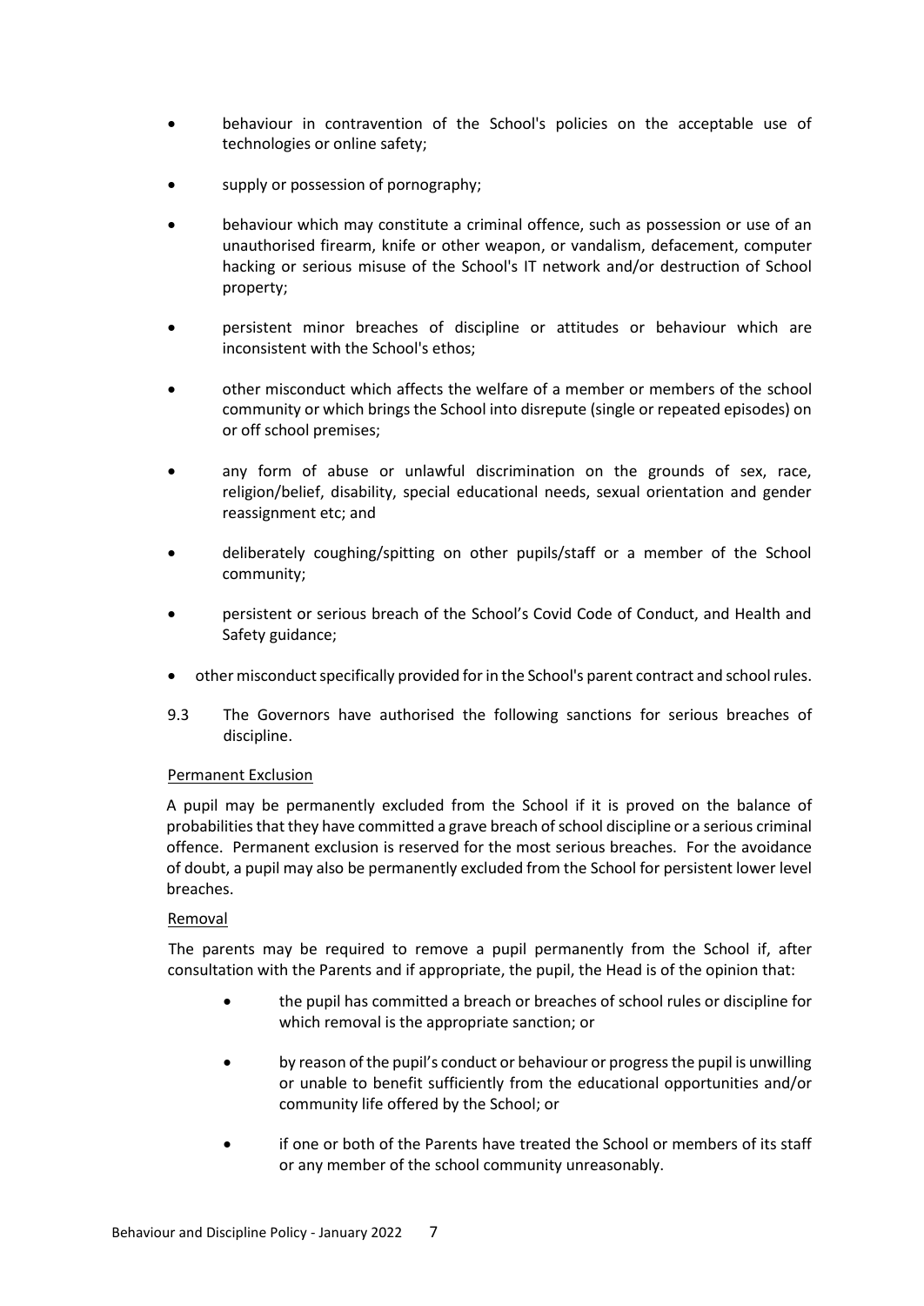- behaviour in contravention of the School's policies on the acceptable use of technologies or online safety;
- supply or possession of pornography;
- behaviour which may constitute a criminal offence, such as possession or use of an unauthorised firearm, knife or other weapon, or vandalism, defacement, computer hacking or serious misuse of the School's IT network and/or destruction of School property;
- persistent minor breaches of discipline or attitudes or behaviour which are inconsistent with the School's ethos;
- other misconduct which affects the welfare of a member or members of the school community or which brings the School into disrepute (single or repeated episodes) on or off school premises;
- any form of abuse or unlawful discrimination on the grounds of sex, race, religion/belief, disability, special educational needs, sexual orientation and gender reassignment etc; and
- deliberately coughing/spitting on other pupils/staff or a member of the School community;
- persistent or serious breach of the School's Covid Code of Conduct, and Health and Safety guidance;
- other misconduct specifically provided for in the School's parent contract and school rules.

9.3 The Governors have authorised the following sanctions for serious breaches of discipline.

Permanent Exclusion

A pupil may be permanently excluded from the School if it is proved on the balance of probabilities that they have committed a grave breach of school discipline or a serious criminal offence. Permanent exclusion is reserved for the most serious breaches. For the avoidance of doubt, a pupil may also be permanently excluded from the School for persistent lower level breaches.

Removal

The parents may be required to remove a pupil permanently from the School if, after consultation with the Parents and if appropriate, the pupil, the Head is of the opinion that:

- the pupil has committed a breach or breaches of school rules or discipline for which removal is the appropriate sanction; or
- by reason of the pupil's conduct or behaviour or progress the pupil is unwilling or unable to benefit sufficiently from the educational opportunities and/or community life offered by the School; or
- if one or both of the Parents have treated the School or members of its staff or any member of the school community unreasonably.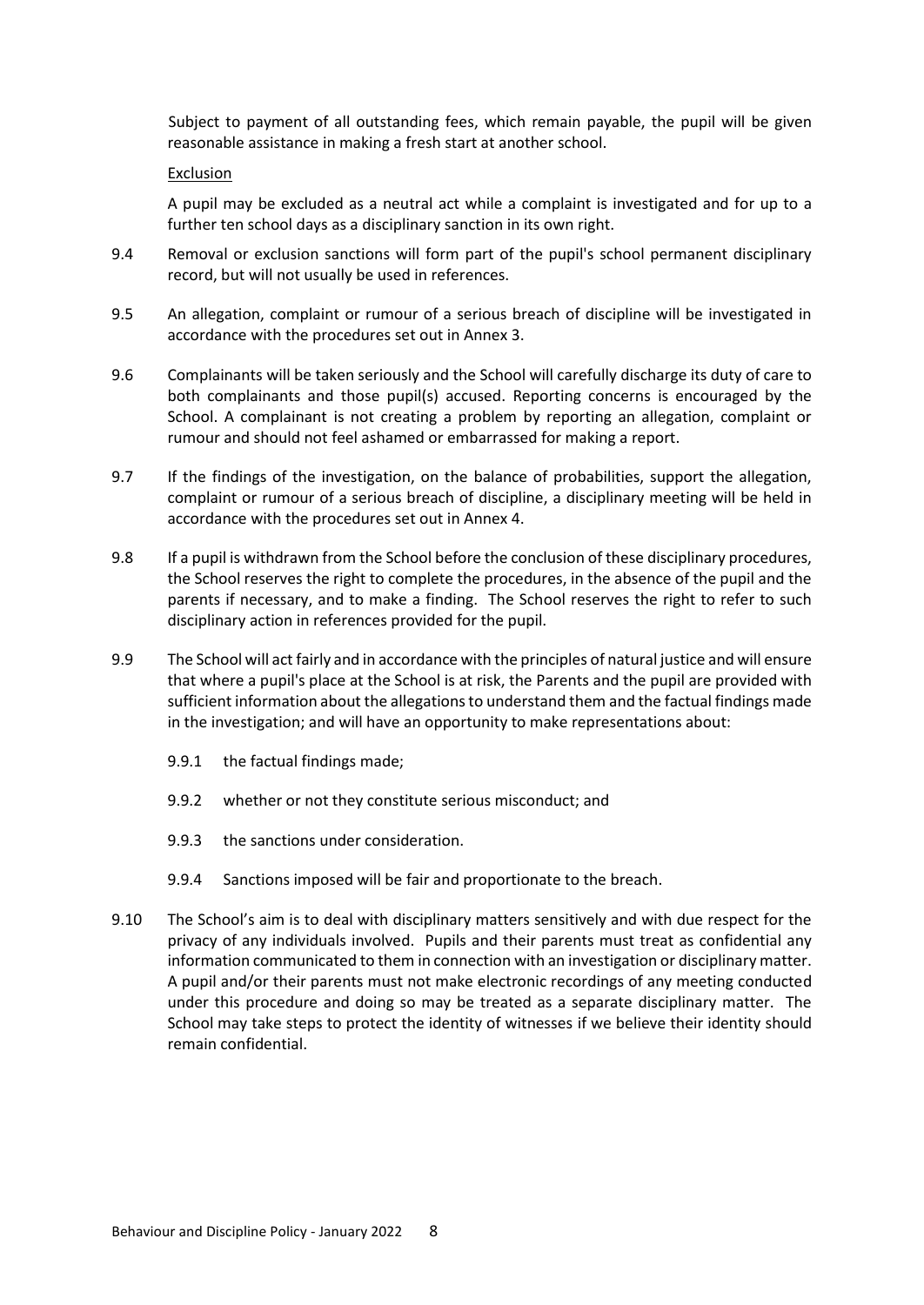Subject to payment of all outstanding fees, which remain payable, the pupil will be given reasonable assistance in making a fresh start at another school.

Exclusion

A pupil may be excluded as a neutral act while a complaint is investigated and for up to a further ten school days as a disciplinary sanction in its own right.

9.4 Removal or exclusion sanctions will form part of the pupil's school permanent disciplinary record, but will not usually be used in references.

9.5 An allegation, complaint or rumour of a serious breach of discipline will be investigated in accordance with the procedures set out in Annex 3.

9.6 Complainants will be taken seriously and the School will carefully discharge its duty of care to both complainants and those pupil(s) accused. Reporting concerns is encouraged by the School. A complainant is not creating a problem by reporting an allegation, complaint or rumour and should not feel ashamed or embarrassed for making a report.

9.7 If the findings of the investigation, on the balance of probabilities, support the allegation, complaint or rumour of a serious breach of discipline, a disciplinary meeting will be held in accordance with the procedures set out in Annex 4.

9.8 If a pupil is withdrawn from the School before the conclusion of these disciplinary procedures, the School reserves the right to complete the procedures, in the absence of the pupil and the parents if necessary, and to make a finding. The School reserves the right to refer to such disciplinary action in references provided for the pupil.

9.9 The School will act fairly and in accordance with the principles of natural justice and will ensure that where a pupil's place at the School is at risk, the Parents and the pupil are provided with sufficient information about the allegations to understand them and the factual findings made in the investigation; and will have an opportunity to make representations about:

9.9.1 the factual findings made;

9.9.2 whether or not they constitute serious misconduct; and

9.9.3 the sanctions under consideration.

9.9.4 Sanctions imposed will be fair and proportionate to the breach.

9.10 The School's aim is to deal with disciplinary matters sensitively and with due respect for the privacy of any individuals involved. Pupils and their parents must treat as confidential any information communicated to them in connection with an investigation or disciplinary matter. A pupil and/or their parents must not make electronic recordings of any meeting conducted under this procedure and doing so may be treated as a separate disciplinary matter. The School may take steps to protect the identity of witnesses if we believe their identity should remain confidential.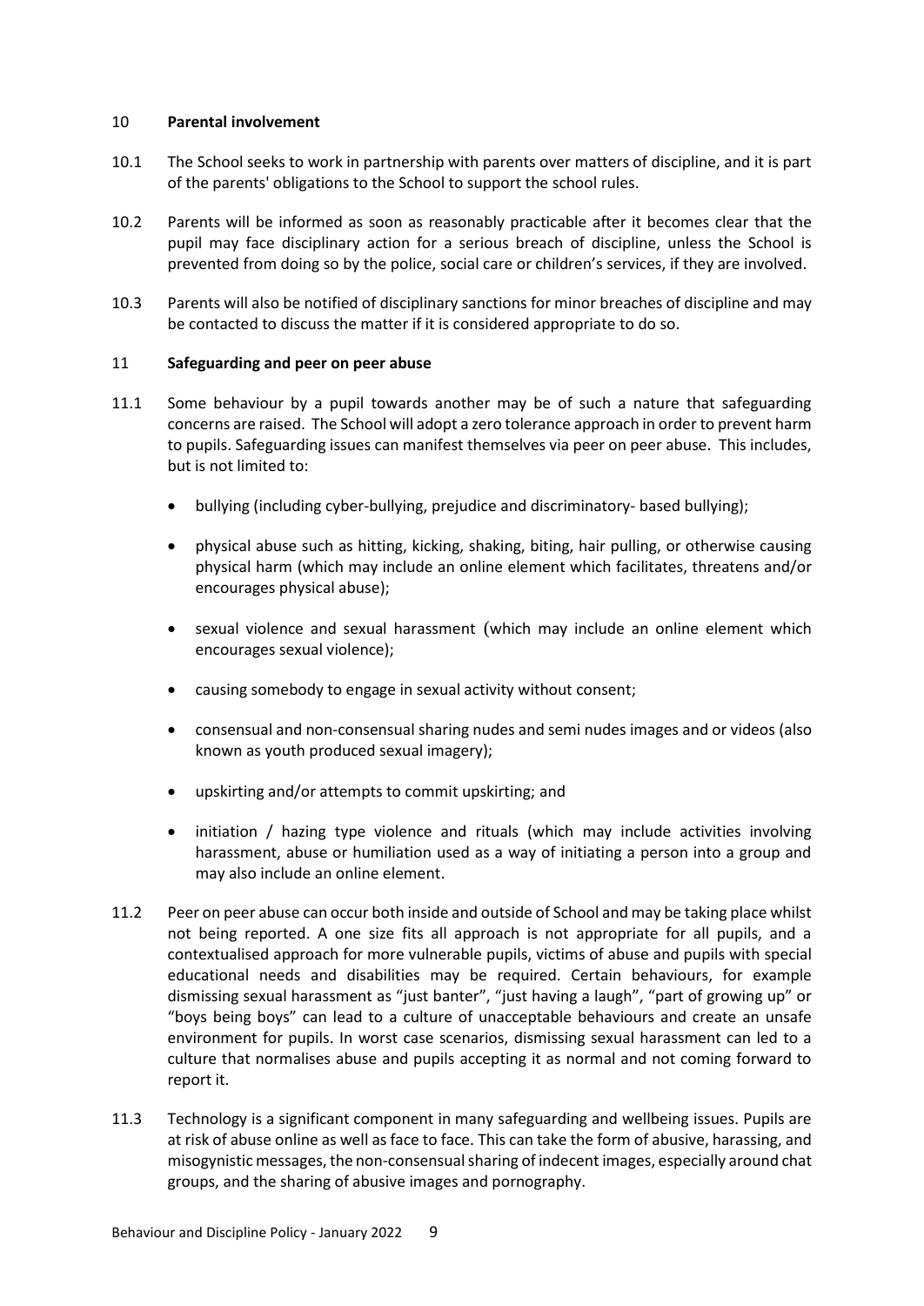## 10 Parental involvement

10.1 The School seeks to work in partnership with parents over matters of discipline, and it is part of the parents' obligations to the School to support the school rules.

10.2 Parents will be informed as soon as reasonably practicable after it becomes clear that the pupil may face disciplinary action for a serious breach of discipline, unless the School is prevented from doing so by the police, social care or children's services, if they are involved.

10.3 Parents will also be notified of disciplinary sanctions for minor breaches of discipline and may be contacted to discuss the matter if it is considered appropriate to do so.

## 11 Safeguarding and peer on peer abuse

11.1 Some behaviour by a pupil towards another may be of such a nature that safeguarding concerns are raised. The School will adopt a zero tolerance approach in order to prevent harm to pupils. Safeguarding issues can manifest themselves via peer on peer abuse. This includes, but is not limited to:

- bullying (including cyber-bullying, prejudice and discriminatory- based bullying);
- physical abuse such as hitting, kicking, shaking, biting, hair pulling, or otherwise causing physical harm (which may include an online element which facilitates, threatens and/or encourages physical abuse);
- sexual violence and sexual harassment (which may include an online element which encourages sexual violence);
- causing somebody to engage in sexual activity without consent;
- consensual and non-consensual sharing nudes and semi nudes images and or videos (also known as youth produced sexual imagery);
- upskirting and/or attempts to commit upskirting; and
- initiation / hazing type violence and rituals (which may include activities involving harassment, abuse or humiliation used as a way of initiating a person into a group and may also include an online element.

11.2 Peer on peer abuse can occur both inside and outside of School and may be taking place whilst not being reported. A one size fits all approach is not appropriate for all pupils, and a contextualised approach for more vulnerable pupils, victims of abuse and pupils with special educational needs and disabilities may be required. Certain behaviours, for example dismissing sexual harassment as "just banter", "just having a laugh", "part of growing up" or "boys being boys" can lead to a culture of unacceptable behaviours and create an unsafe environment for pupils. In worst case scenarios, dismissing sexual harassment can led to a culture that normalises abuse and pupils accepting it as normal and not coming forward to report it.

11.3 Technology is a significant component in many safeguarding and wellbeing issues. Pupils are at risk of abuse online as well as face to face. This can take the form of abusive, harassing, and misogynistic messages, the non-consensual sharing of indecent images, especially around chat groups, and the sharing of abusive images and pornography.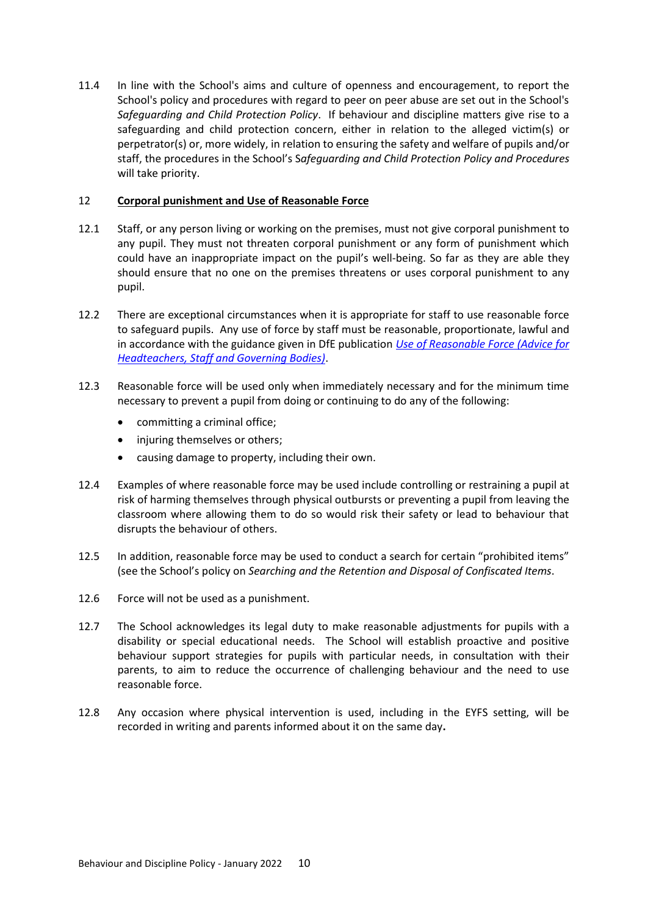11.4 In line with the School's aims and culture of openness and encouragement, to report the School's policy and procedures with regard to peer on peer abuse are set out in the School's *Safeguarding and Child Protection Policy*. If behaviour and discipline matters give rise to a safeguarding and child protection concern, either in relation to the alleged victim(s) or perpetrator(s) or, more widely, in relation to ensuring the safety and welfare of pupils and/or staff, the procedures in the School's S*afeguarding and Child Protection Policy and Procedures* will take priority.

## 12 Corporal punishment and Use of Reasonable Force

12.1 Staff, or any person living or working on the premises, must not give corporal punishment to any pupil. They must not threaten corporal punishment or any form of punishment which could have an inappropriate impact on the pupil's well-being. So far as they are able they should ensure that no one on the premises threatens or uses corporal punishment to any pupil.

12.2 There are exceptional circumstances when it is appropriate for staff to use reasonable force to safeguard pupils. Any use of force by staff must be reasonable, proportionate, lawful and in accordance with the guidance given in DfE publication *Use of Reasonable Force (Advice for Headteachers, Staff and Governing Bodies)*.

12.3 Reasonable force will be used only when immediately necessary and for the minimum time necessary to prevent a pupil from doing or continuing to do any of the following:

- committing a criminal office;
- injuring themselves or others;
- causing damage to property, including their own.

12.4 Examples of where reasonable force may be used include controlling or restraining a pupil at risk of harming themselves through physical outbursts or preventing a pupil from leaving the classroom where allowing them to do so would risk their safety or lead to behaviour that disrupts the behaviour of others.

12.5 In addition, reasonable force may be used to conduct a search for certain "prohibited items" (see the School's policy on *Searching and the Retention and Disposal of Confiscated Items*.

12.6 Force will not be used as a punishment.

12.7 The School acknowledges its legal duty to make reasonable adjustments for pupils with a disability or special educational needs. The School will establish proactive and positive behaviour support strategies for pupils with particular needs, in consultation with their parents, to aim to reduce the occurrence of challenging behaviour and the need to use reasonable force.

12.8 Any occasion where physical intervention is used, including in the EYFS setting, will be recorded in writing and parents informed about it on the same day**.**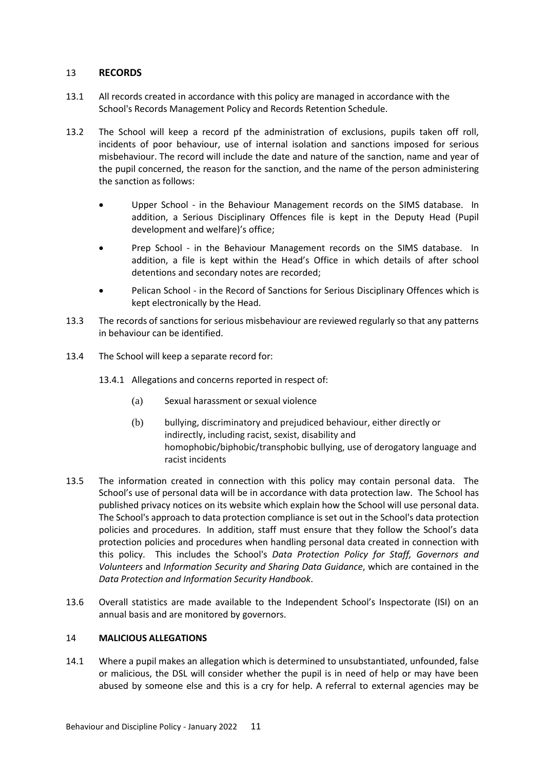## 13 RECORDS

13.1 All records created in accordance with this policy are managed in accordance with the School's Records Management Policy and Records Retention Schedule.

13.2 The School will keep a record pf the administration of exclusions, pupils taken off roll, incidents of poor behaviour, use of internal isolation and sanctions imposed for serious misbehaviour. The record will include the date and nature of the sanction, name and year of the pupil concerned, the reason for the sanction, and the name of the person administering the sanction as follows:

- Upper School - in the Behaviour Management records on the SIMS database. In addition, a Serious Disciplinary Offences file is kept in the Deputy Head (Pupil development and welfare)'s office;
- Prep School - in the Behaviour Management records on the SIMS database. In addition, a file is kept within the Head's Office in which details of after school detentions and secondary notes are recorded;
- Pelican School - in the Record of Sanctions for Serious Disciplinary Offences which is kept electronically by the Head.

13.3 The records of sanctions for serious misbehaviour are reviewed regularly so that any patterns in behaviour can be identified.

13.4 The School will keep a separate record for:

13.4.1 Allegations and concerns reported in respect of:

(a) Sexual harassment or sexual violence

(b) bullying, discriminatory and prejudiced behaviour, either directly or indirectly, including racist, sexist, disability and homophobic/biphobic/transphobic bullying, use of derogatory language and racist incidents

13.5 The information created in connection with this policy may contain personal data. The School's use of personal data will be in accordance with data protection law. The School has published privacy notices on its website which explain how the School will use personal data. The School's approach to data protection compliance is set out in the School's data protection policies and procedures. In addition, staff must ensure that they follow the School's data protection policies and procedures when handling personal data created in connection with this policy. This includes the School's *Data Protection Policy for Staff, Governors and Volunteers* and *Information Security and Sharing Data Guidance*, which are contained in the *Data Protection and Information Security Handbook*.

13.6 Overall statistics are made available to the Independent School's Inspectorate (ISI) on an annual basis and are monitored by governors.

## 14 MALICIOUS ALLEGATIONS

14.1 Where a pupil makes an allegation which is determined to unsubstantiated, unfounded, false or malicious, the DSL will consider whether the pupil is in need of help or may have been abused by someone else and this is a cry for help. A referral to external agencies may be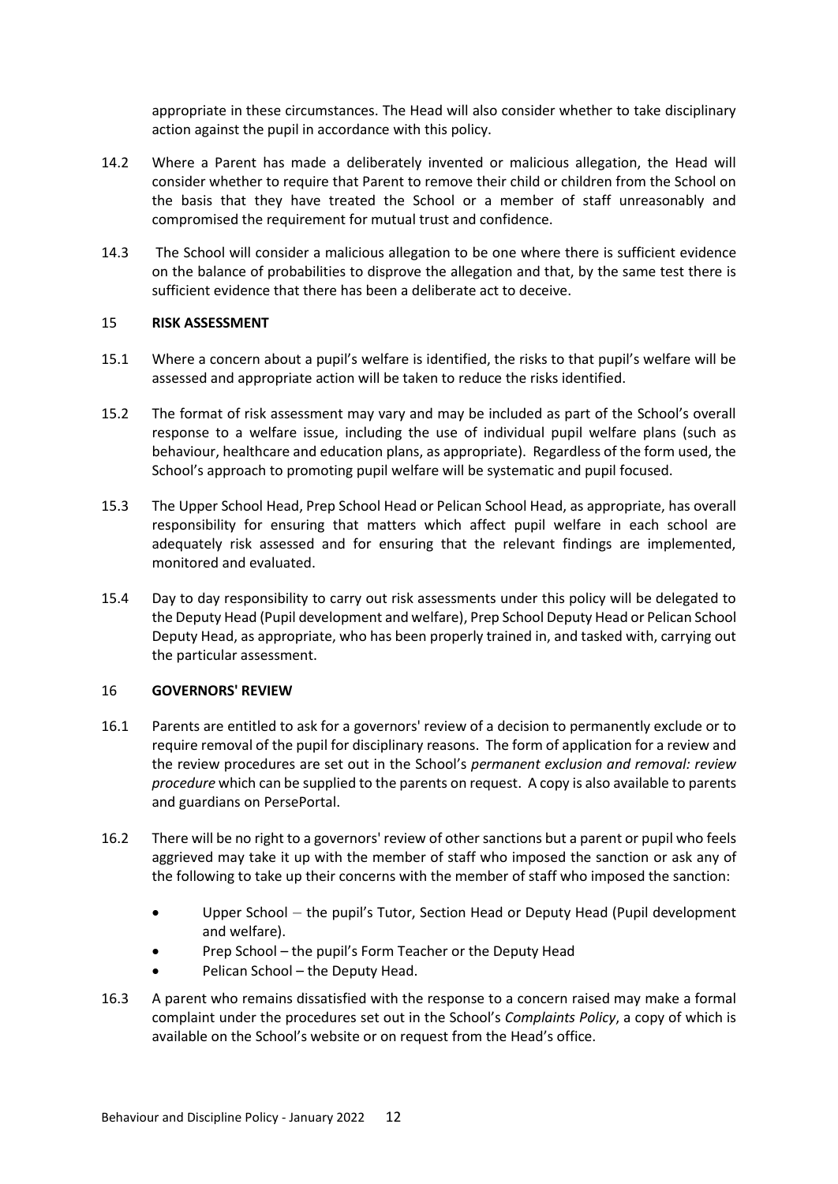appropriate in these circumstances. The Head will also consider whether to take disciplinary action against the pupil in accordance with this policy.

14.2 Where a Parent has made a deliberately invented or malicious allegation, the Head will consider whether to require that Parent to remove their child or children from the School on the basis that they have treated the School or a member of staff unreasonably and compromised the requirement for mutual trust and confidence.

14.3 The School will consider a malicious allegation to be one where there is sufficient evidence on the balance of probabilities to disprove the allegation and that, by the same test there is sufficient evidence that there has been a deliberate act to deceive.

## 15 RISK ASSESSMENT

15.1 Where a concern about a pupil's welfare is identified, the risks to that pupil's welfare will be assessed and appropriate action will be taken to reduce the risks identified.

15.2 The format of risk assessment may vary and may be included as part of the School's overall response to a welfare issue, including the use of individual pupil welfare plans (such as behaviour, healthcare and education plans, as appropriate). Regardless of the form used, the School's approach to promoting pupil welfare will be systematic and pupil focused.

15.3 The Upper School Head, Prep School Head or Pelican School Head, as appropriate, has overall responsibility for ensuring that matters which affect pupil welfare in each school are adequately risk assessed and for ensuring that the relevant findings are implemented, monitored and evaluated.

15.4 Day to day responsibility to carry out risk assessments under this policy will be delegated to the Deputy Head (Pupil development and welfare), Prep School Deputy Head or Pelican School Deputy Head, as appropriate, who has been properly trained in, and tasked with, carrying out the particular assessment.

## 16 GOVERNORS' REVIEW

16.1 Parents are entitled to ask for a governors' review of a decision to permanently exclude or to require removal of the pupil for disciplinary reasons. The form of application for a review and the review procedures are set out in the School's *permanent exclusion and removal: review procedure* which can be supplied to the parents on request. A copy is also available to parents and guardians on PersePortal.

16.2 There will be no right to a governors' review of other sanctions but a parent or pupil who feels aggrieved may take it up with the member of staff who imposed the sanction or ask any of the following to take up their concerns with the member of staff who imposed the sanction:

- Upper School – the pupil's Tutor, Section Head or Deputy Head (Pupil development and welfare).
- Prep School – the pupil's Form Teacher or the Deputy Head
- Pelican School – the Deputy Head.

16.3 A parent who remains dissatisfied with the response to a concern raised may make a formal complaint under the procedures set out in the School's *Complaints Policy*, a copy of which is available on the School's website or on request from the Head's office.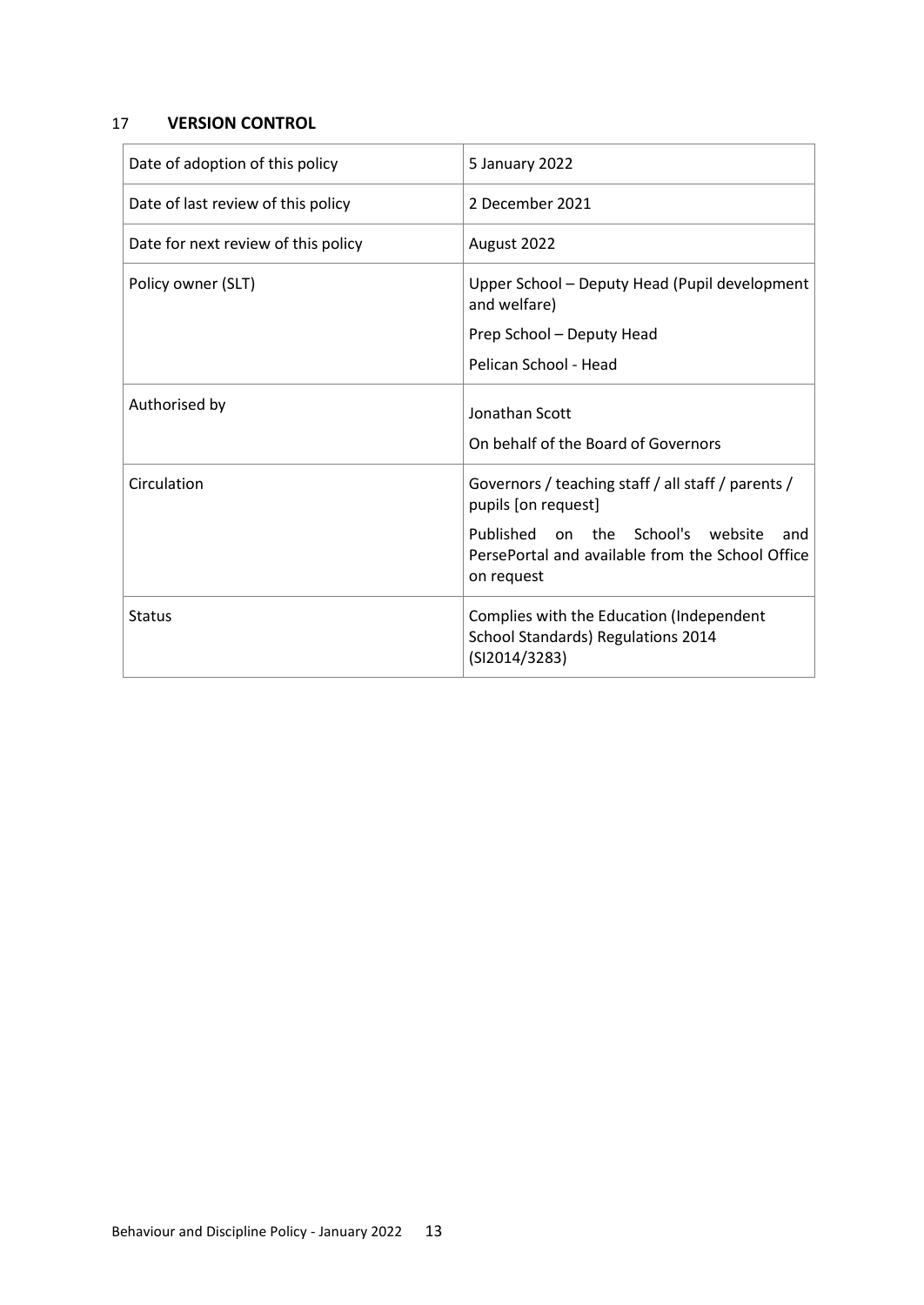## 17 VERSION CONTROL

| | |
|---|---|
| Date of adoption of this policy | 5 January 2022 |
| Date of last review of this policy | 2 December 2021 |
| Date for next review of this policy | August 2022 |
| Policy owner (SLT) | Upper School – Deputy Head (Pupil development and welfare)<br>Prep School – Deputy Head<br>Pelican School - Head |
| Authorised by | Jonathan Scott<br>On behalf of the Board of Governors |
| Circulation | Governors / teaching staff / all staff / parents / pupils [on request]<br>Published on the School's website and PersePortal and available from the School Office on request |
| Status | Complies with the Education (Independent School Standards) Regulations 2014 (SI2014/3283) |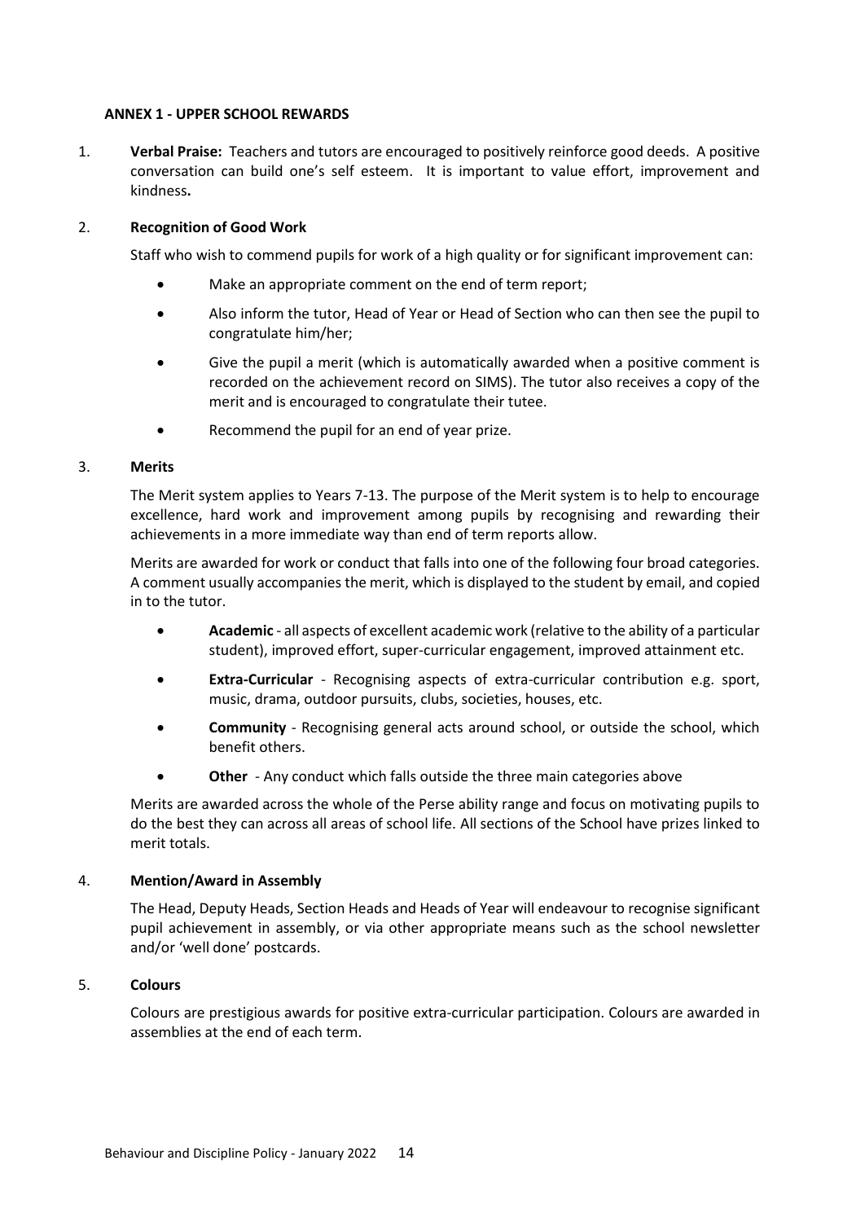## ANNEX 1 - UPPER SCHOOL REWARDS

1. **Verbal Praise:** Teachers and tutors are encouraged to positively reinforce good deeds. A positive conversation can build one's self esteem. It is important to value effort, improvement and kindness**.**

2. **Recognition of Good Work**

   Staff who wish to commend pupils for work of a high quality or for significant improvement can:

   - Make an appropriate comment on the end of term report;
   - Also inform the tutor, Head of Year or Head of Section who can then see the pupil to congratulate him/her;
   - Give the pupil a merit (which is automatically awarded when a positive comment is recorded on the achievement record on SIMS). The tutor also receives a copy of the merit and is encouraged to congratulate their tutee.
   - Recommend the pupil for an end of year prize.

3. **Merits**

   The Merit system applies to Years 7-13. The purpose of the Merit system is to help to encourage excellence, hard work and improvement among pupils by recognising and rewarding their achievements in a more immediate way than end of term reports allow.

   Merits are awarded for work or conduct that falls into one of the following four broad categories. A comment usually accompanies the merit, which is displayed to the student by email, and copied in to the tutor.

   - **Academic** - all aspects of excellent academic work (relative to the ability of a particular student), improved effort, super-curricular engagement, improved attainment etc.
   - **Extra-Curricular** - Recognising aspects of extra-curricular contribution e.g. sport, music, drama, outdoor pursuits, clubs, societies, houses, etc.
   - **Community** - Recognising general acts around school, or outside the school, which benefit others.
   - **Other** - Any conduct which falls outside the three main categories above

   Merits are awarded across the whole of the Perse ability range and focus on motivating pupils to do the best they can across all areas of school life. All sections of the School have prizes linked to merit totals.

4. **Mention/Award in Assembly**

   The Head, Deputy Heads, Section Heads and Heads of Year will endeavour to recognise significant pupil achievement in assembly, or via other appropriate means such as the school newsletter and/or 'well done' postcards.

5. **Colours**

   Colours are prestigious awards for positive extra-curricular participation. Colours are awarded in assemblies at the end of each term.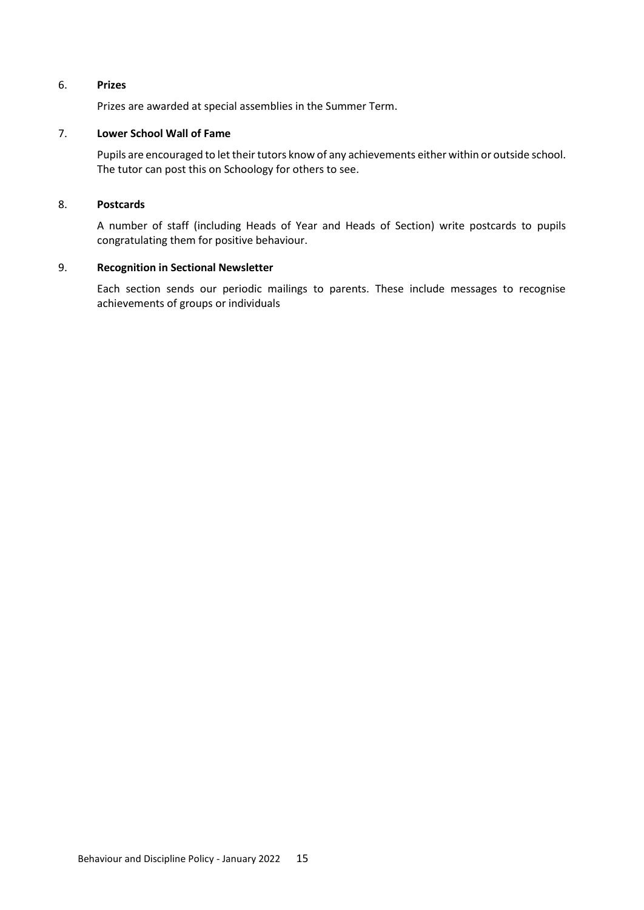6. **Prizes**

   Prizes are awarded at special assemblies in the Summer Term.

7. **Lower School Wall of Fame**

   Pupils are encouraged to let their tutors know of any achievements either within or outside school. The tutor can post this on Schoology for others to see.

8. **Postcards**

   A number of staff (including Heads of Year and Heads of Section) write postcards to pupils congratulating them for positive behaviour.

9. **Recognition in Sectional Newsletter**

   Each section sends our periodic mailings to parents. These include messages to recognise achievements of groups or individuals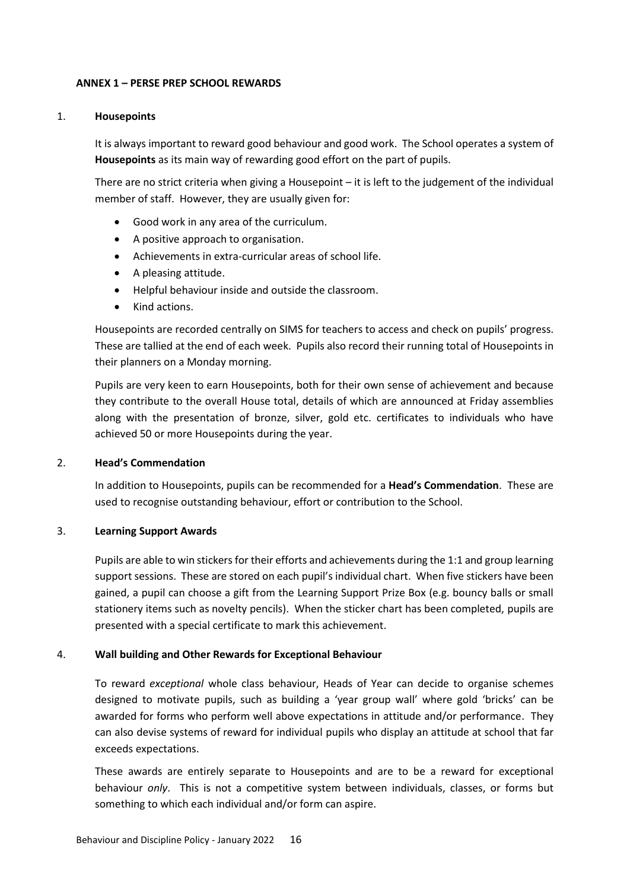## ANNEX 1 – PERSE PREP SCHOOL REWARDS

### 1. Housepoints

It is always important to reward good behaviour and good work. The School operates a system of **Housepoints** as its main way of rewarding good effort on the part of pupils.

There are no strict criteria when giving a Housepoint – it is left to the judgement of the individual member of staff. However, they are usually given for:

- Good work in any area of the curriculum.
- A positive approach to organisation.
- Achievements in extra-curricular areas of school life.
- A pleasing attitude.
- Helpful behaviour inside and outside the classroom.
- Kind actions.

Housepoints are recorded centrally on SIMS for teachers to access and check on pupils' progress. These are tallied at the end of each week. Pupils also record their running total of Housepoints in their planners on a Monday morning.

Pupils are very keen to earn Housepoints, both for their own sense of achievement and because they contribute to the overall House total, details of which are announced at Friday assemblies along with the presentation of bronze, silver, gold etc. certificates to individuals who have achieved 50 or more Housepoints during the year.

### 2. Head's Commendation

In addition to Housepoints, pupils can be recommended for a **Head's Commendation**. These are used to recognise outstanding behaviour, effort or contribution to the School.

### 3. Learning Support Awards

Pupils are able to win stickers for their efforts and achievements during the 1:1 and group learning support sessions. These are stored on each pupil's individual chart. When five stickers have been gained, a pupil can choose a gift from the Learning Support Prize Box (e.g. bouncy balls or small stationery items such as novelty pencils). When the sticker chart has been completed, pupils are presented with a special certificate to mark this achievement.

### 4. Wall building and Other Rewards for Exceptional Behaviour

To reward *exceptional* whole class behaviour, Heads of Year can decide to organise schemes designed to motivate pupils, such as building a 'year group wall' where gold 'bricks' can be awarded for forms who perform well above expectations in attitude and/or performance. They can also devise systems of reward for individual pupils who display an attitude at school that far exceeds expectations.

These awards are entirely separate to Housepoints and are to be a reward for exceptional behaviour *only*. This is not a competitive system between individuals, classes, or forms but something to which each individual and/or form can aspire.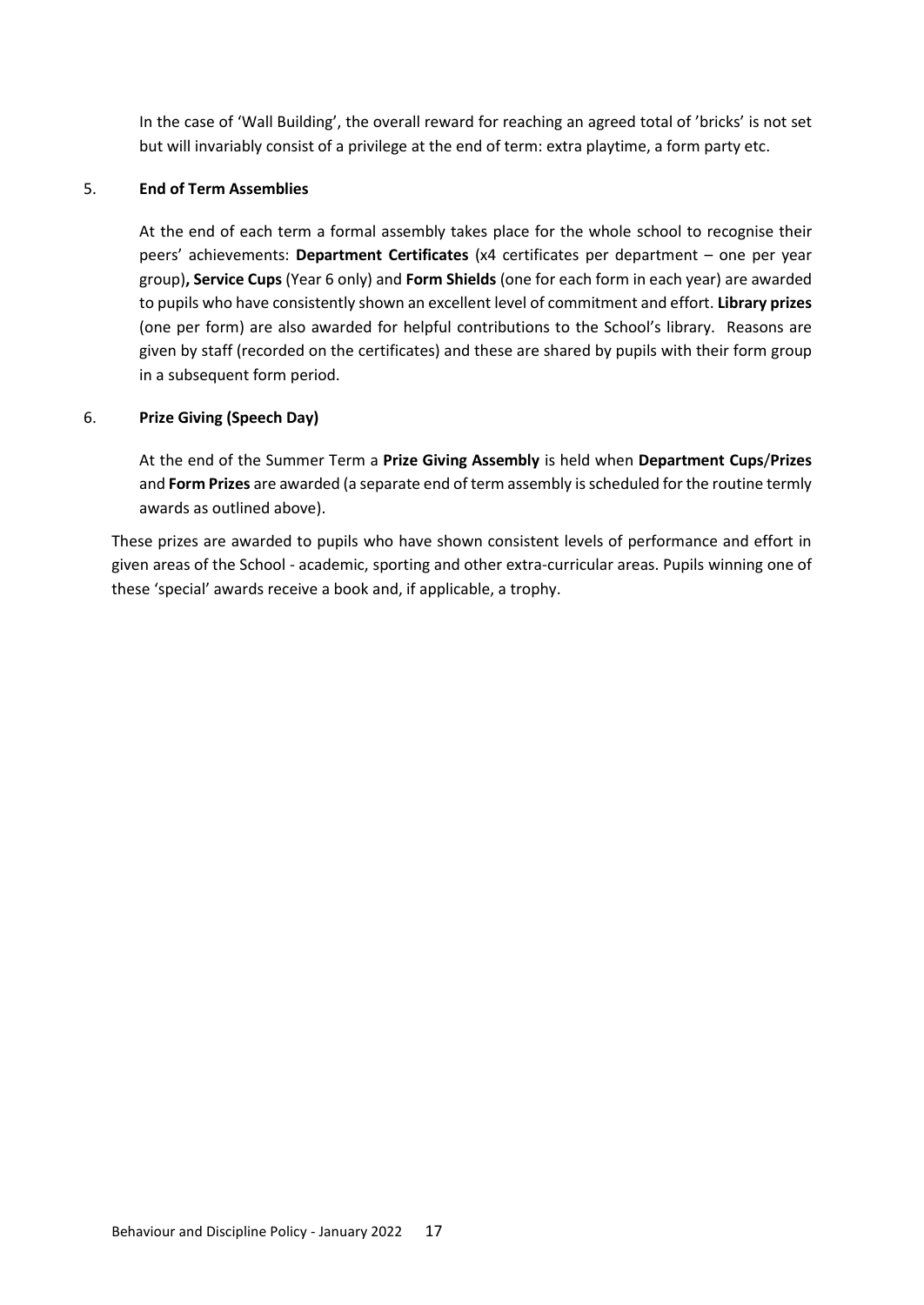In the case of 'Wall Building', the overall reward for reaching an agreed total of 'bricks' is not set but will invariably consist of a privilege at the end of term: extra playtime, a form party etc.

5. **End of Term Assemblies**

At the end of each term a formal assembly takes place for the whole school to recognise their peers' achievements: **Department Certificates** (x4 certificates per department – one per year group)**, Service Cups** (Year 6 only) and **Form Shields** (one for each form in each year) are awarded to pupils who have consistently shown an excellent level of commitment and effort. **Library prizes** (one per form) are also awarded for helpful contributions to the School's library. Reasons are given by staff (recorded on the certificates) and these are shared by pupils with their form group in a subsequent form period.

6. **Prize Giving (Speech Day)**

At the end of the Summer Term a **Prize Giving Assembly** is held when **Department Cups**/**Prizes** and **Form Prizes** are awarded (a separate end of term assembly is scheduled for the routine termly awards as outlined above).

These prizes are awarded to pupils who have shown consistent levels of performance and effort in given areas of the School - academic, sporting and other extra-curricular areas. Pupils winning one of these 'special' awards receive a book and, if applicable, a trophy.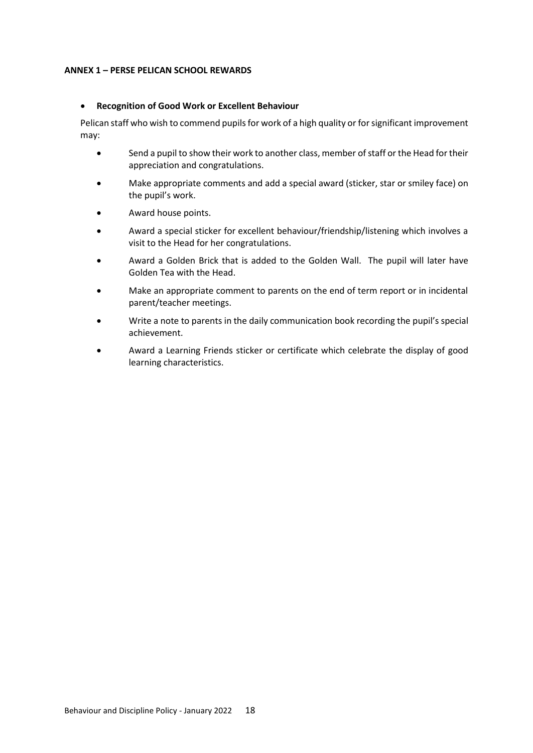**ANNEX 1 – PERSE PELICAN SCHOOL REWARDS**

- **Recognition of Good Work or Excellent Behaviour**

Pelican staff who wish to commend pupils for work of a high quality or for significant improvement may:

- Send a pupil to show their work to another class, member of staff or the Head for their appreciation and congratulations.
- Make appropriate comments and add a special award (sticker, star or smiley face) on the pupil's work.
- Award house points.
- Award a special sticker for excellent behaviour/friendship/listening which involves a visit to the Head for her congratulations.
- Award a Golden Brick that is added to the Golden Wall. The pupil will later have Golden Tea with the Head.
- Make an appropriate comment to parents on the end of term report or in incidental parent/teacher meetings.
- Write a note to parents in the daily communication book recording the pupil's special achievement.
- Award a Learning Friends sticker or certificate which celebrate the display of good learning characteristics.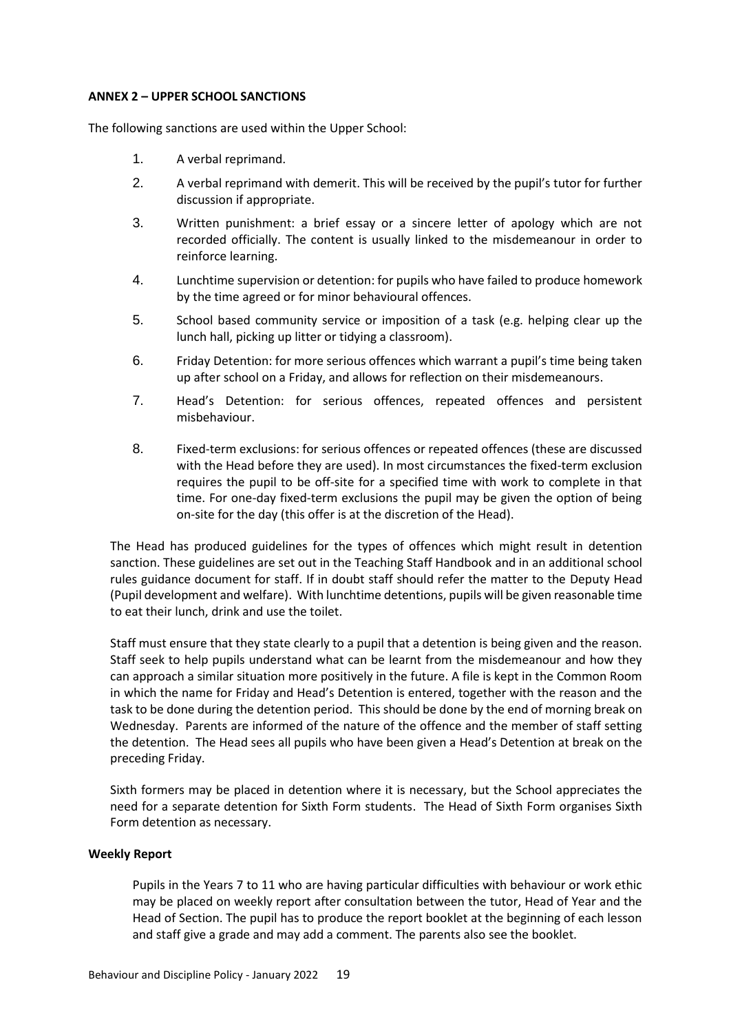**ANNEX 2 – UPPER SCHOOL SANCTIONS**

The following sanctions are used within the Upper School:

1. A verbal reprimand.
2. A verbal reprimand with demerit. This will be received by the pupil's tutor for further discussion if appropriate.
3. Written punishment: a brief essay or a sincere letter of apology which are not recorded officially. The content is usually linked to the misdemeanour in order to reinforce learning.
4. Lunchtime supervision or detention: for pupils who have failed to produce homework by the time agreed or for minor behavioural offences.
5. School based community service or imposition of a task (e.g. helping clear up the lunch hall, picking up litter or tidying a classroom).
6. Friday Detention: for more serious offences which warrant a pupil's time being taken up after school on a Friday, and allows for reflection on their misdemeanours.
7. Head's Detention: for serious offences, repeated offences and persistent misbehaviour.
8. Fixed-term exclusions: for serious offences or repeated offences (these are discussed with the Head before they are used). In most circumstances the fixed-term exclusion requires the pupil to be off-site for a specified time with work to complete in that time. For one-day fixed-term exclusions the pupil may be given the option of being on-site for the day (this offer is at the discretion of the Head).

The Head has produced guidelines for the types of offences which might result in detention sanction. These guidelines are set out in the Teaching Staff Handbook and in an additional school rules guidance document for staff. If in doubt staff should refer the matter to the Deputy Head (Pupil development and welfare). With lunchtime detentions, pupils will be given reasonable time to eat their lunch, drink and use the toilet.

Staff must ensure that they state clearly to a pupil that a detention is being given and the reason. Staff seek to help pupils understand what can be learnt from the misdemeanour and how they can approach a similar situation more positively in the future. A file is kept in the Common Room in which the name for Friday and Head's Detention is entered, together with the reason and the task to be done during the detention period. This should be done by the end of morning break on Wednesday. Parents are informed of the nature of the offence and the member of staff setting the detention. The Head sees all pupils who have been given a Head's Detention at break on the preceding Friday.

Sixth formers may be placed in detention where it is necessary, but the School appreciates the need for a separate detention for Sixth Form students. The Head of Sixth Form organises Sixth Form detention as necessary.

**Weekly Report**

Pupils in the Years 7 to 11 who are having particular difficulties with behaviour or work ethic may be placed on weekly report after consultation between the tutor, Head of Year and the Head of Section. The pupil has to produce the report booklet at the beginning of each lesson and staff give a grade and may add a comment. The parents also see the booklet.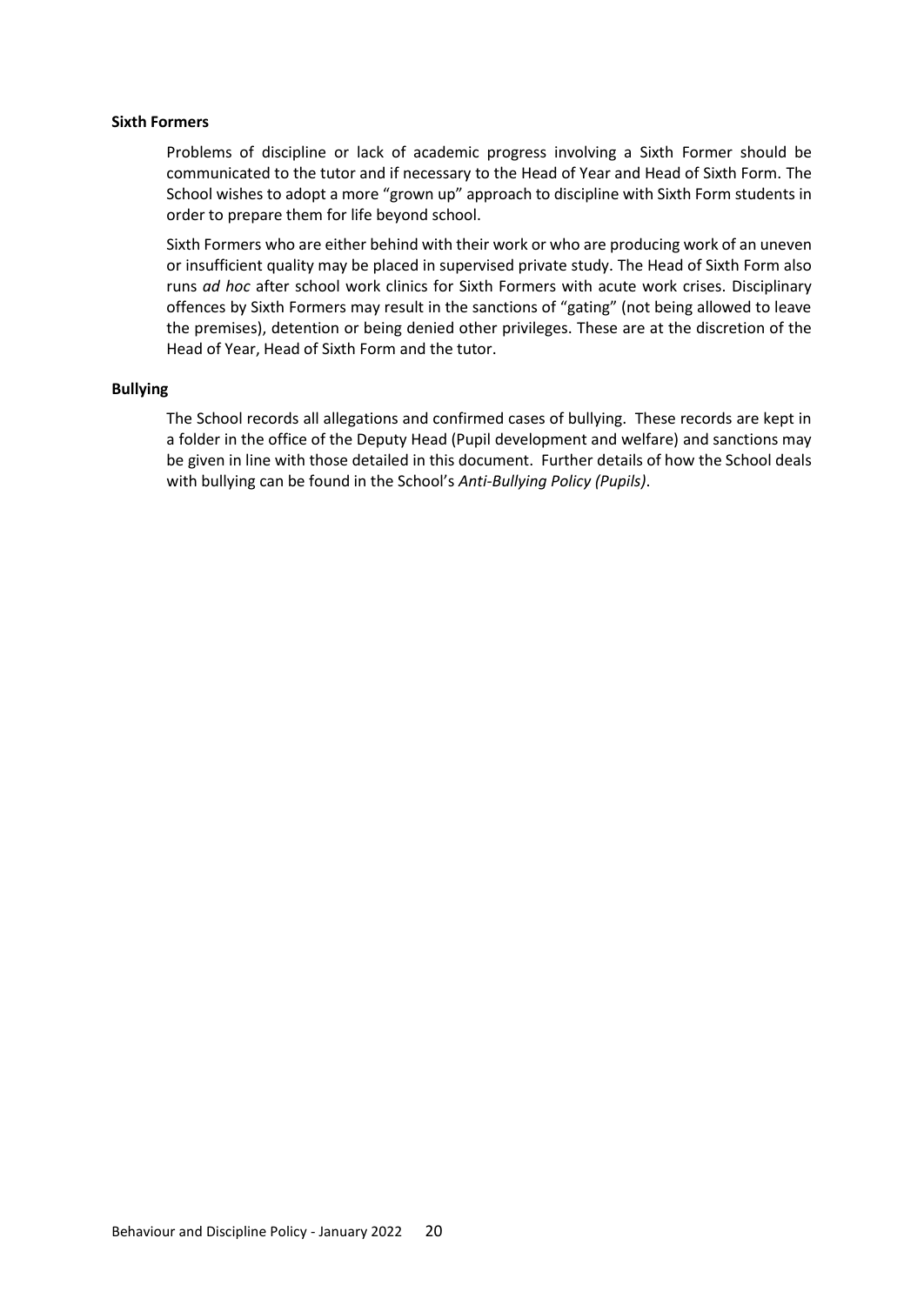**Sixth Formers**

Problems of discipline or lack of academic progress involving a Sixth Former should be communicated to the tutor and if necessary to the Head of Year and Head of Sixth Form. The School wishes to adopt a more "grown up" approach to discipline with Sixth Form students in order to prepare them for life beyond school.

Sixth Formers who are either behind with their work or who are producing work of an uneven or insufficient quality may be placed in supervised private study. The Head of Sixth Form also runs *ad hoc* after school work clinics for Sixth Formers with acute work crises. Disciplinary offences by Sixth Formers may result in the sanctions of "gating" (not being allowed to leave the premises), detention or being denied other privileges. These are at the discretion of the Head of Year, Head of Sixth Form and the tutor.

**Bullying**

The School records all allegations and confirmed cases of bullying. These records are kept in a folder in the office of the Deputy Head (Pupil development and welfare) and sanctions may be given in line with those detailed in this document. Further details of how the School deals with bullying can be found in the School's *Anti-Bullying Policy (Pupils)*.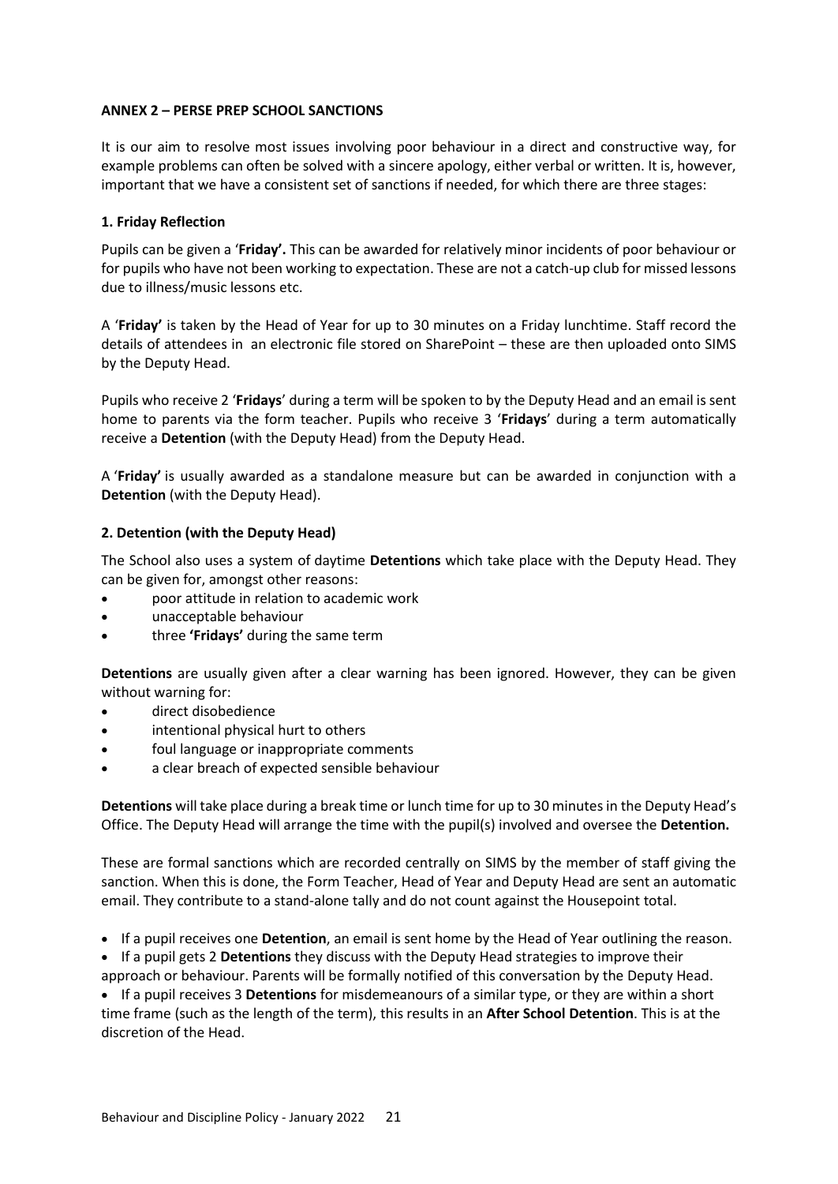**ANNEX 2 – PERSE PREP SCHOOL SANCTIONS**

It is our aim to resolve most issues involving poor behaviour in a direct and constructive way, for example problems can often be solved with a sincere apology, either verbal or written. It is, however, important that we have a consistent set of sanctions if needed, for which there are three stages:

**1. Friday Reflection**

Pupils can be given a '**Friday'.** This can be awarded for relatively minor incidents of poor behaviour or for pupils who have not been working to expectation. These are not a catch-up club for missed lessons due to illness/music lessons etc.

A '**Friday'** is taken by the Head of Year for up to 30 minutes on a Friday lunchtime. Staff record the details of attendees in an electronic file stored on SharePoint – these are then uploaded onto SIMS by the Deputy Head.

Pupils who receive 2 '**Fridays**' during a term will be spoken to by the Deputy Head and an email is sent home to parents via the form teacher. Pupils who receive 3 '**Fridays**' during a term automatically receive a **Detention** (with the Deputy Head) from the Deputy Head.

A '**Friday'** is usually awarded as a standalone measure but can be awarded in conjunction with a **Detention** (with the Deputy Head).

**2. Detention (with the Deputy Head)**

The School also uses a system of daytime **Detentions** which take place with the Deputy Head. They can be given for, amongst other reasons:

- poor attitude in relation to academic work
- unacceptable behaviour
- three **'Fridays'** during the same term

**Detentions** are usually given after a clear warning has been ignored. However, they can be given without warning for:

- direct disobedience
- intentional physical hurt to others
- foul language or inappropriate comments
- a clear breach of expected sensible behaviour

**Detentions** will take place during a break time or lunch time for up to 30 minutes in the Deputy Head's Office. The Deputy Head will arrange the time with the pupil(s) involved and oversee the **Detention.**

These are formal sanctions which are recorded centrally on SIMS by the member of staff giving the sanction. When this is done, the Form Teacher, Head of Year and Deputy Head are sent an automatic email. They contribute to a stand-alone tally and do not count against the Housepoint total.

- If a pupil receives one **Detention**, an email is sent home by the Head of Year outlining the reason.
- If a pupil gets 2 **Detentions** they discuss with the Deputy Head strategies to improve their approach or behaviour. Parents will be formally notified of this conversation by the Deputy Head.
- If a pupil receives 3 **Detentions** for misdemeanours of a similar type, or they are within a short time frame (such as the length of the term), this results in an **After School Detention**. This is at the discretion of the Head.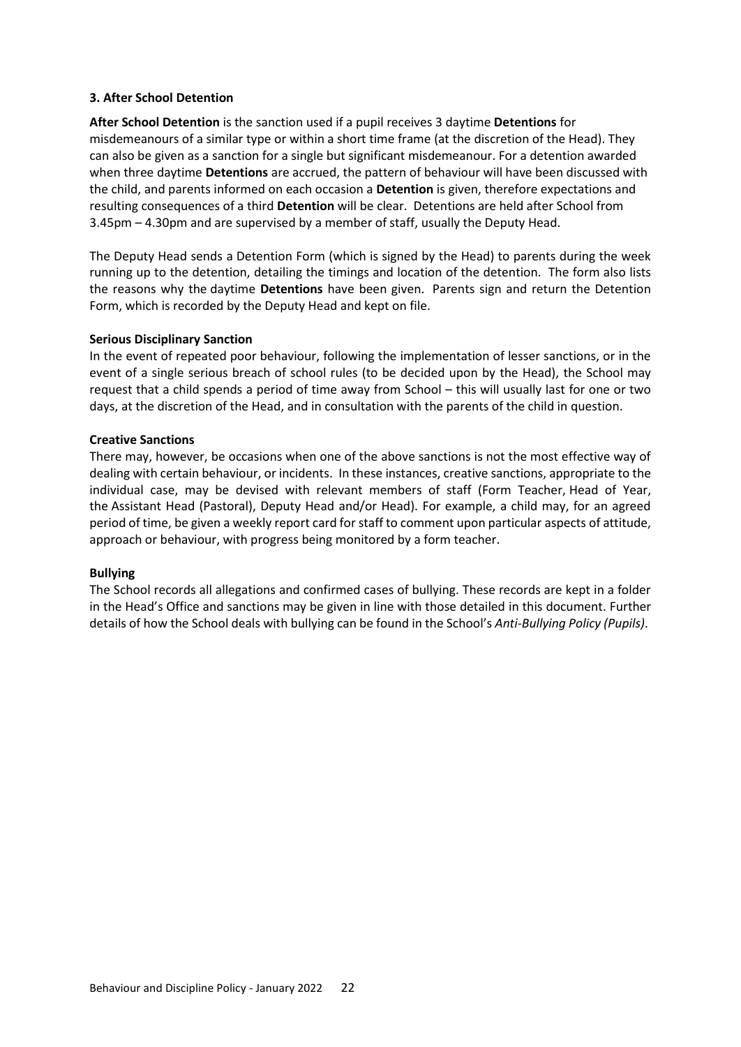### 3. After School Detention

**After School Detention** is the sanction used if a pupil receives 3 daytime **Detentions** for misdemeanours of a similar type or within a short time frame (at the discretion of the Head). They can also be given as a sanction for a single but significant misdemeanour. For a detention awarded when three daytime **Detentions** are accrued, the pattern of behaviour will have been discussed with the child, and parents informed on each occasion a **Detention** is given, therefore expectations and resulting consequences of a third **Detention** will be clear. Detentions are held after School from 3.45pm – 4.30pm and are supervised by a member of staff, usually the Deputy Head.

The Deputy Head sends a Detention Form (which is signed by the Head) to parents during the week running up to the detention, detailing the timings and location of the detention. The form also lists the reasons why the daytime **Detentions** have been given. Parents sign and return the Detention Form, which is recorded by the Deputy Head and kept on file.

#### Serious Disciplinary Sanction

In the event of repeated poor behaviour, following the implementation of lesser sanctions, or in the event of a single serious breach of school rules (to be decided upon by the Head), the School may request that a child spends a period of time away from School – this will usually last for one or two days, at the discretion of the Head, and in consultation with the parents of the child in question.

#### Creative Sanctions

There may, however, be occasions when one of the above sanctions is not the most effective way of dealing with certain behaviour, or incidents. In these instances, creative sanctions, appropriate to the individual case, may be devised with relevant members of staff (Form Teacher, Head of Year, the Assistant Head (Pastoral), Deputy Head and/or Head). For example, a child may, for an agreed period of time, be given a weekly report card for staff to comment upon particular aspects of attitude, approach or behaviour, with progress being monitored by a form teacher.

#### Bullying

The School records all allegations and confirmed cases of bullying. These records are kept in a folder in the Head's Office and sanctions may be given in line with those detailed in this document. Further details of how the School deals with bullying can be found in the School's *Anti-Bullying Policy (Pupils)*.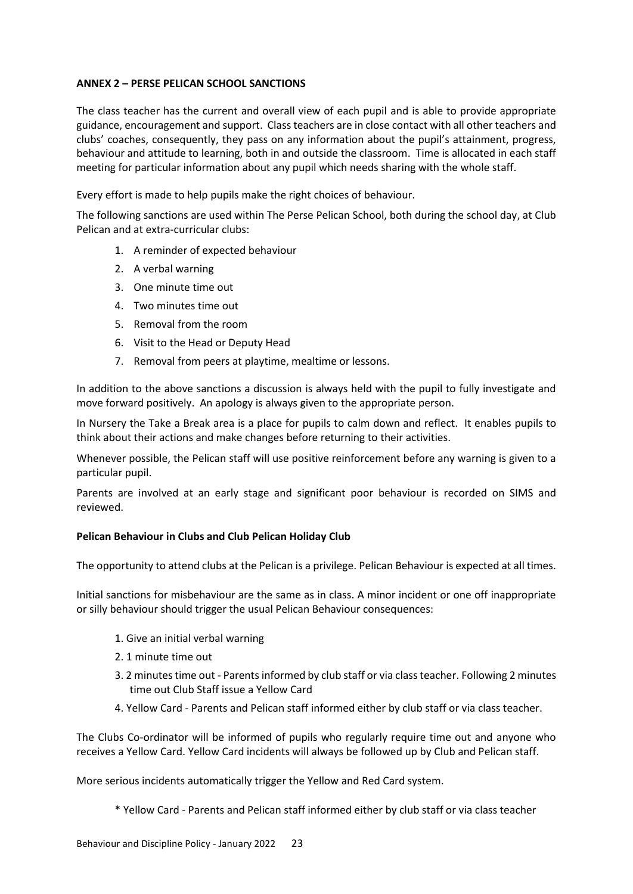**ANNEX 2 – PERSE PELICAN SCHOOL SANCTIONS**

The class teacher has the current and overall view of each pupil and is able to provide appropriate guidance, encouragement and support. Class teachers are in close contact with all other teachers and clubs' coaches, consequently, they pass on any information about the pupil's attainment, progress, behaviour and attitude to learning, both in and outside the classroom. Time is allocated in each staff meeting for particular information about any pupil which needs sharing with the whole staff.

Every effort is made to help pupils make the right choices of behaviour.

The following sanctions are used within The Perse Pelican School, both during the school day, at Club Pelican and at extra-curricular clubs:

1. A reminder of expected behaviour
2. A verbal warning
3. One minute time out
4. Two minutes time out
5. Removal from the room
6. Visit to the Head or Deputy Head
7. Removal from peers at playtime, mealtime or lessons.

In addition to the above sanctions a discussion is always held with the pupil to fully investigate and move forward positively. An apology is always given to the appropriate person.

In Nursery the Take a Break area is a place for pupils to calm down and reflect. It enables pupils to think about their actions and make changes before returning to their activities.

Whenever possible, the Pelican staff will use positive reinforcement before any warning is given to a particular pupil.

Parents are involved at an early stage and significant poor behaviour is recorded on SIMS and reviewed.

**Pelican Behaviour in Clubs and Club Pelican Holiday Club**

The opportunity to attend clubs at the Pelican is a privilege. Pelican Behaviour is expected at all times.

Initial sanctions for misbehaviour are the same as in class. A minor incident or one off inappropriate or silly behaviour should trigger the usual Pelican Behaviour consequences:

1. Give an initial verbal warning
2. 1 minute time out
3. 2 minutes time out - Parents informed by club staff or via class teacher. Following 2 minutes time out Club Staff issue a Yellow Card
4. Yellow Card - Parents and Pelican staff informed either by club staff or via class teacher.

The Clubs Co-ordinator will be informed of pupils who regularly require time out and anyone who receives a Yellow Card. Yellow Card incidents will always be followed up by Club and Pelican staff.

More serious incidents automatically trigger the Yellow and Red Card system.

* Yellow Card - Parents and Pelican staff informed either by club staff or via class teacher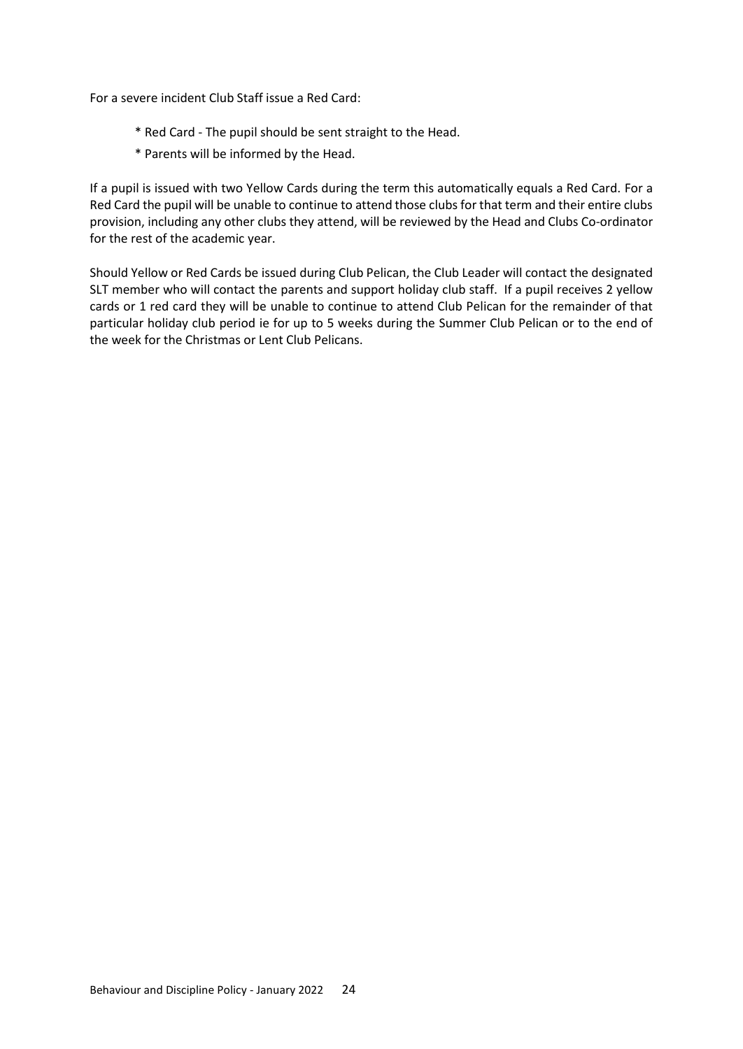For a severe incident Club Staff issue a Red Card:

* Red Card - The pupil should be sent straight to the Head.
* Parents will be informed by the Head.

If a pupil is issued with two Yellow Cards during the term this automatically equals a Red Card. For a Red Card the pupil will be unable to continue to attend those clubs for that term and their entire clubs provision, including any other clubs they attend, will be reviewed by the Head and Clubs Co-ordinator for the rest of the academic year.

Should Yellow or Red Cards be issued during Club Pelican, the Club Leader will contact the designated SLT member who will contact the parents and support holiday club staff. If a pupil receives 2 yellow cards or 1 red card they will be unable to continue to attend Club Pelican for the remainder of that particular holiday club period ie for up to 5 weeks during the Summer Club Pelican or to the end of the week for the Christmas or Lent Club Pelicans.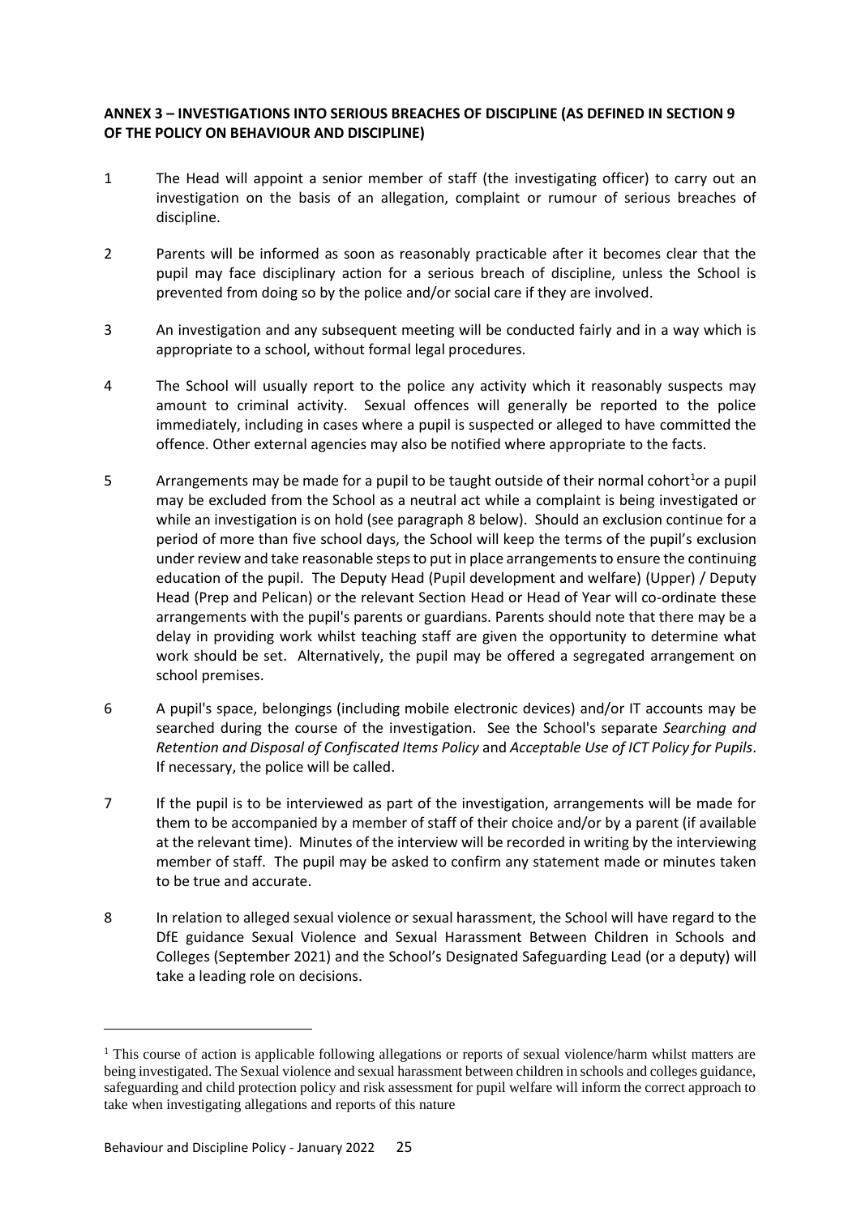**ANNEX 3 – INVESTIGATIONS INTO SERIOUS BREACHES OF DISCIPLINE (AS DEFINED IN SECTION 9 OF THE POLICY ON BEHAVIOUR AND DISCIPLINE)**

1 The Head will appoint a senior member of staff (the investigating officer) to carry out an investigation on the basis of an allegation, complaint or rumour of serious breaches of discipline.

2 Parents will be informed as soon as reasonably practicable after it becomes clear that the pupil may face disciplinary action for a serious breach of discipline, unless the School is prevented from doing so by the police and/or social care if they are involved.

3 An investigation and any subsequent meeting will be conducted fairly and in a way which is appropriate to a school, without formal legal procedures.

4 The School will usually report to the police any activity which it reasonably suspects may amount to criminal activity. Sexual offences will generally be reported to the police immediately, including in cases where a pupil is suspected or alleged to have committed the offence. Other external agencies may also be notified where appropriate to the facts.

5 Arrangements may be made for a pupil to be taught outside of their normal cohort[1]or a pupil may be excluded from the School as a neutral act while a complaint is being investigated or while an investigation is on hold (see paragraph 8 below). Should an exclusion continue for a period of more than five school days, the School will keep the terms of the pupil's exclusion under review and take reasonable steps to put in place arrangements to ensure the continuing education of the pupil. The Deputy Head (Pupil development and welfare) (Upper) / Deputy Head (Prep and Pelican) or the relevant Section Head or Head of Year will co-ordinate these arrangements with the pupil's parents or guardians. Parents should note that there may be a delay in providing work whilst teaching staff are given the opportunity to determine what work should be set. Alternatively, the pupil may be offered a segregated arrangement on school premises.

6 A pupil's space, belongings (including mobile electronic devices) and/or IT accounts may be searched during the course of the investigation. See the School's separate *Searching and Retention and Disposal of Confiscated Items Policy* and *Acceptable Use of ICT Policy for Pupils*. If necessary, the police will be called.

7 If the pupil is to be interviewed as part of the investigation, arrangements will be made for them to be accompanied by a member of staff of their choice and/or by a parent (if available at the relevant time). Minutes of the interview will be recorded in writing by the interviewing member of staff. The pupil may be asked to confirm any statement made or minutes taken to be true and accurate.

8 In relation to alleged sexual violence or sexual harassment, the School will have regard to the DfE guidance Sexual Violence and Sexual Harassment Between Children in Schools and Colleges (September 2021) and the School's Designated Safeguarding Lead (or a deputy) will take a leading role on decisions.

[1] This course of action is applicable following allegations or reports of sexual violence/harm whilst matters are being investigated. The Sexual violence and sexual harassment between children in schools and colleges guidance, safeguarding and child protection policy and risk assessment for pupil welfare will inform the correct approach to take when investigating allegations and reports of this nature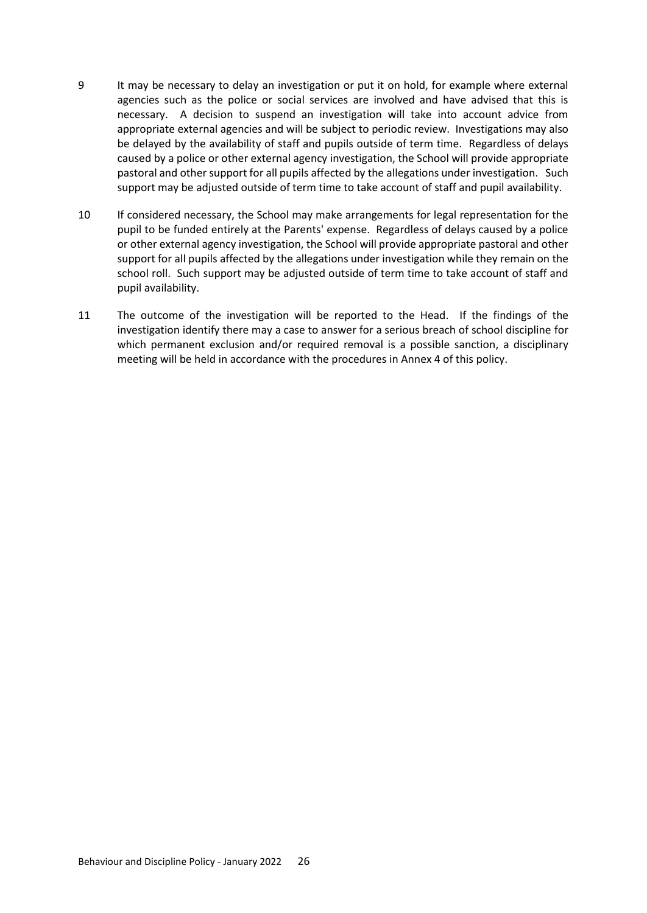9 It may be necessary to delay an investigation or put it on hold, for example where external agencies such as the police or social services are involved and have advised that this is necessary. A decision to suspend an investigation will take into account advice from appropriate external agencies and will be subject to periodic review. Investigations may also be delayed by the availability of staff and pupils outside of term time. Regardless of delays caused by a police or other external agency investigation, the School will provide appropriate pastoral and other support for all pupils affected by the allegations under investigation. Such support may be adjusted outside of term time to take account of staff and pupil availability.

10 If considered necessary, the School may make arrangements for legal representation for the pupil to be funded entirely at the Parents' expense. Regardless of delays caused by a police or other external agency investigation, the School will provide appropriate pastoral and other support for all pupils affected by the allegations under investigation while they remain on the school roll. Such support may be adjusted outside of term time to take account of staff and pupil availability.

11 The outcome of the investigation will be reported to the Head. If the findings of the investigation identify there may a case to answer for a serious breach of school discipline for which permanent exclusion and/or required removal is a possible sanction, a disciplinary meeting will be held in accordance with the procedures in Annex 4 of this policy.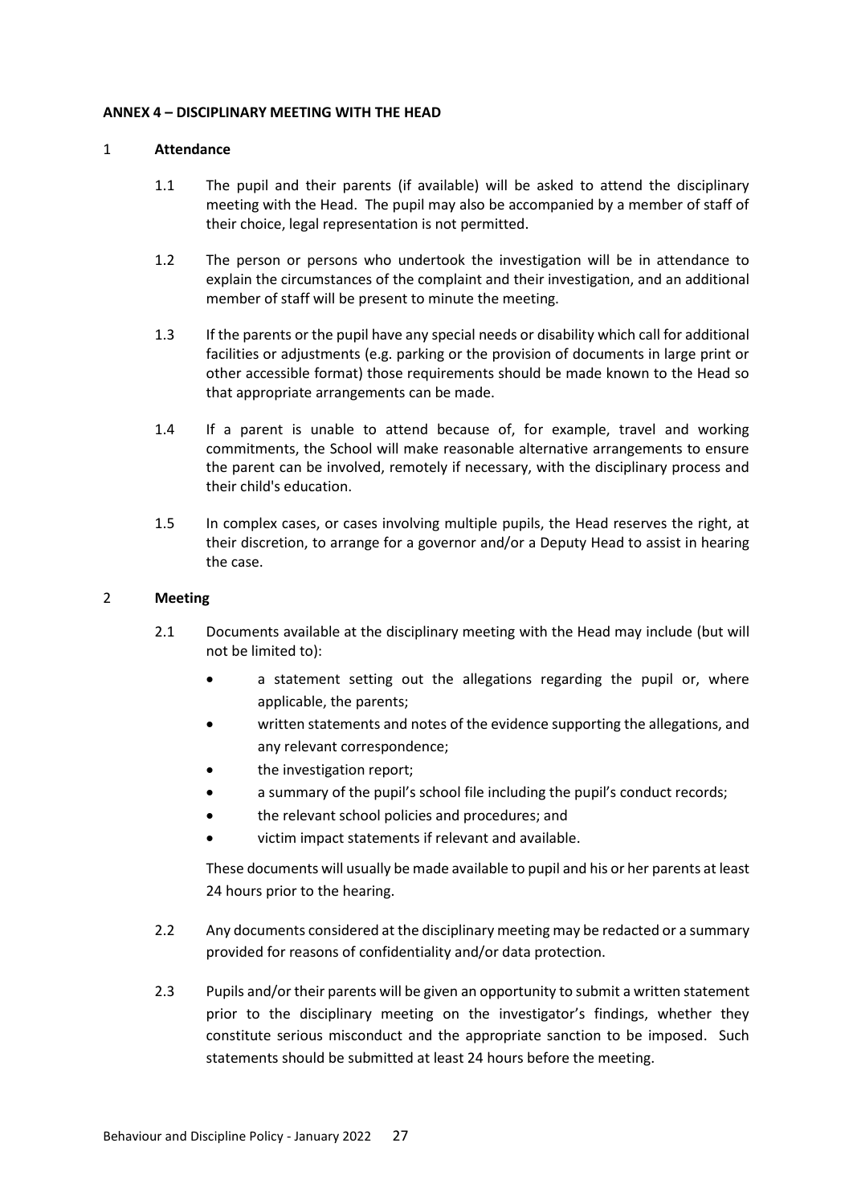**ANNEX 4 – DISCIPLINARY MEETING WITH THE HEAD**

1 **Attendance**

1.1 The pupil and their parents (if available) will be asked to attend the disciplinary meeting with the Head. The pupil may also be accompanied by a member of staff of their choice, legal representation is not permitted.

1.2 The person or persons who undertook the investigation will be in attendance to explain the circumstances of the complaint and their investigation, and an additional member of staff will be present to minute the meeting.

1.3 If the parents or the pupil have any special needs or disability which call for additional facilities or adjustments (e.g. parking or the provision of documents in large print or other accessible format) those requirements should be made known to the Head so that appropriate arrangements can be made.

1.4 If a parent is unable to attend because of, for example, travel and working commitments, the School will make reasonable alternative arrangements to ensure the parent can be involved, remotely if necessary, with the disciplinary process and their child's education.

1.5 In complex cases, or cases involving multiple pupils, the Head reserves the right, at their discretion, to arrange for a governor and/or a Deputy Head to assist in hearing the case.

2 **Meeting**

2.1 Documents available at the disciplinary meeting with the Head may include (but will not be limited to):

- a statement setting out the allegations regarding the pupil or, where applicable, the parents;
- written statements and notes of the evidence supporting the allegations, and any relevant correspondence;
- the investigation report;
- a summary of the pupil's school file including the pupil's conduct records;
- the relevant school policies and procedures; and
- victim impact statements if relevant and available.

These documents will usually be made available to pupil and his or her parents at least 24 hours prior to the hearing.

2.2 Any documents considered at the disciplinary meeting may be redacted or a summary provided for reasons of confidentiality and/or data protection.

2.3 Pupils and/or their parents will be given an opportunity to submit a written statement prior to the disciplinary meeting on the investigator's findings, whether they constitute serious misconduct and the appropriate sanction to be imposed. Such statements should be submitted at least 24 hours before the meeting.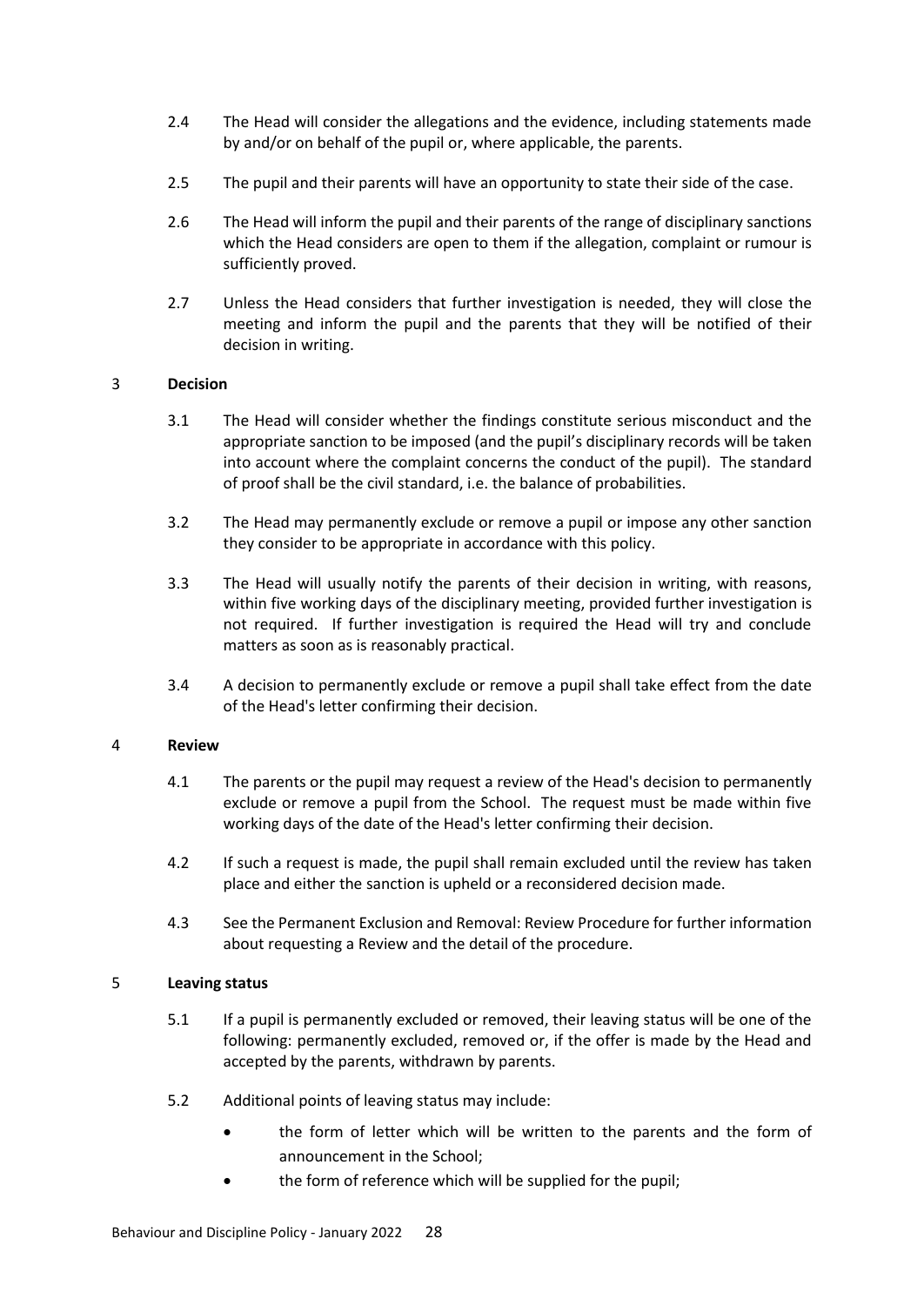2.4 The Head will consider the allegations and the evidence, including statements made by and/or on behalf of the pupil or, where applicable, the parents.

2.5 The pupil and their parents will have an opportunity to state their side of the case.

2.6 The Head will inform the pupil and their parents of the range of disciplinary sanctions which the Head considers are open to them if the allegation, complaint or rumour is sufficiently proved.

2.7 Unless the Head considers that further investigation is needed, they will close the meeting and inform the pupil and the parents that they will be notified of their decision in writing.

## 3 Decision

3.1 The Head will consider whether the findings constitute serious misconduct and the appropriate sanction to be imposed (and the pupil's disciplinary records will be taken into account where the complaint concerns the conduct of the pupil). The standard of proof shall be the civil standard, i.e. the balance of probabilities.

3.2 The Head may permanently exclude or remove a pupil or impose any other sanction they consider to be appropriate in accordance with this policy.

3.3 The Head will usually notify the parents of their decision in writing, with reasons, within five working days of the disciplinary meeting, provided further investigation is not required. If further investigation is required the Head will try and conclude matters as soon as is reasonably practical.

3.4 A decision to permanently exclude or remove a pupil shall take effect from the date of the Head's letter confirming their decision.

## 4 Review

4.1 The parents or the pupil may request a review of the Head's decision to permanently exclude or remove a pupil from the School. The request must be made within five working days of the date of the Head's letter confirming their decision.

4.2 If such a request is made, the pupil shall remain excluded until the review has taken place and either the sanction is upheld or a reconsidered decision made.

4.3 See the Permanent Exclusion and Removal: Review Procedure for further information about requesting a Review and the detail of the procedure.

## 5 Leaving status

5.1 If a pupil is permanently excluded or removed, their leaving status will be one of the following: permanently excluded, removed or, if the offer is made by the Head and accepted by the parents, withdrawn by parents.

5.2 Additional points of leaving status may include:

- the form of letter which will be written to the parents and the form of announcement in the School;
- the form of reference which will be supplied for the pupil;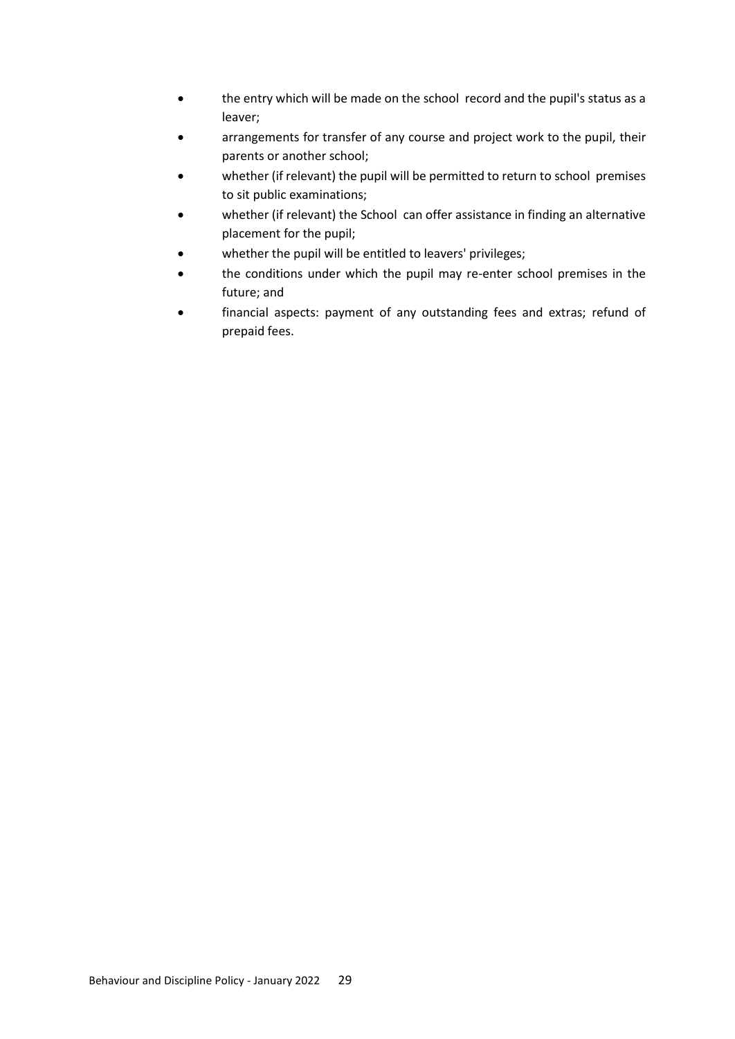- the entry which will be made on the school record and the pupil's status as a leaver;
- arrangements for transfer of any course and project work to the pupil, their parents or another school;
- whether (if relevant) the pupil will be permitted to return to school premises to sit public examinations;
- whether (if relevant) the School can offer assistance in finding an alternative placement for the pupil;
- whether the pupil will be entitled to leavers' privileges;
- the conditions under which the pupil may re-enter school premises in the future; and
- financial aspects: payment of any outstanding fees and extras; refund of prepaid fees.